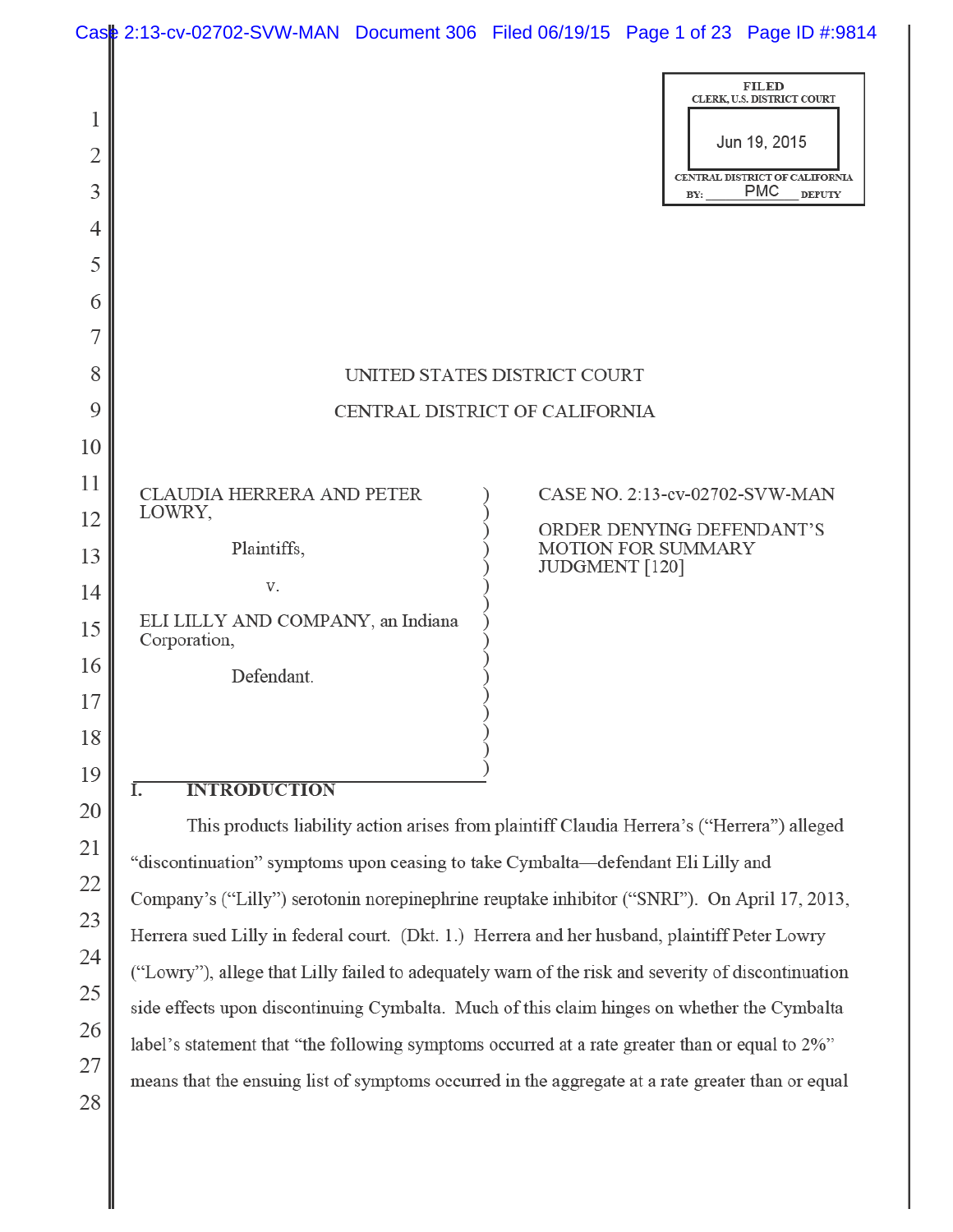FILED
CLERK, U.S. DISTRICT COURT
Jun 19, 2015
CENTRAL DISTRICT OF CALIFORNIA
BY: PMC DEPUTY

UNITED STATES DISTRICT COURT

CENTRAL DISTRICT OF CALIFORNIA

| | |
|---|---|
| CLAUDIA HERRERA AND PETER LOWRY, Plaintiffs, v. ELI LILLY AND COMPANY, an Indiana Corporation, Defendant. | CASE NO. 2:13-cv-02702-SVW-MAN<br><br>ORDER DENYING DEFENDANT'S MOTION FOR SUMMARY JUDGMENT [120] |

## I. INTRODUCTION

This products liability action arises from plaintiff Claudia Herrera's ("Herrera") alleged "discontinuation" symptoms upon ceasing to take Cymbalta—defendant Eli Lilly and Company's ("Lilly") serotonin norepinephrine reuptake inhibitor ("SNRI"). On April 17, 2013, Herrera sued Lilly in federal court. (Dkt. 1.) Herrera and her husband, plaintiff Peter Lowry ("Lowry"), allege that Lilly failed to adequately warn of the risk and severity of discontinuation side effects upon discontinuing Cymbalta. Much of this claim hinges on whether the Cymbalta label's statement that "the following symptoms occurred at a rate greater than or equal to 2%" means that the ensuing list of symptoms occurred in the aggregate at a rate greater than or equal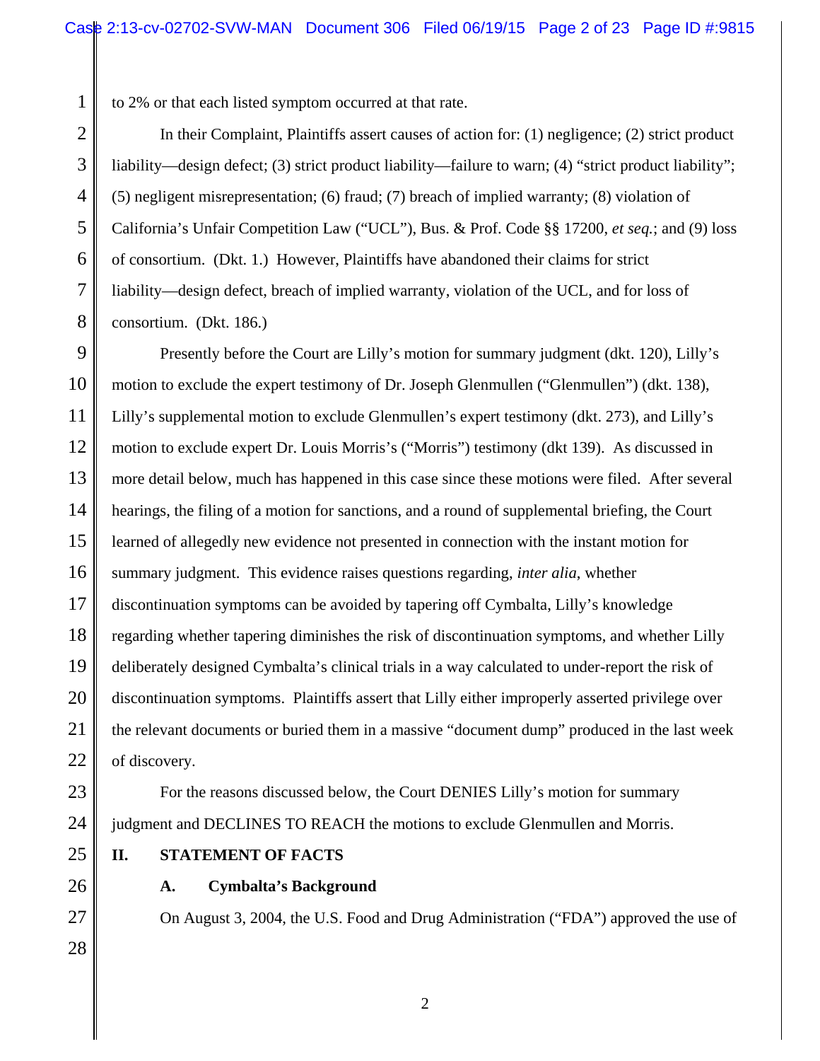to 2% or that each listed symptom occurred at that rate.

In their Complaint, Plaintiffs assert causes of action for: (1) negligence; (2) strict product liability—design defect; (3) strict product liability—failure to warn; (4) "strict product liability"; (5) negligent misrepresentation; (6) fraud; (7) breach of implied warranty; (8) violation of California's Unfair Competition Law ("UCL"), Bus. & Prof. Code §§ 17200, *et seq.*; and (9) loss of consortium. (Dkt. 1.) However, Plaintiffs have abandoned their claims for strict liability—design defect, breach of implied warranty, violation of the UCL, and for loss of consortium. (Dkt. 186.)

Presently before the Court are Lilly's motion for summary judgment (dkt. 120), Lilly's motion to exclude the expert testimony of Dr. Joseph Glenmullen ("Glenmullen") (dkt. 138), Lilly's supplemental motion to exclude Glenmullen's expert testimony (dkt. 273), and Lilly's motion to exclude expert Dr. Louis Morris's ("Morris") testimony (dkt 139). As discussed in more detail below, much has happened in this case since these motions were filed. After several hearings, the filing of a motion for sanctions, and a round of supplemental briefing, the Court learned of allegedly new evidence not presented in connection with the instant motion for summary judgment. This evidence raises questions regarding, *inter alia*, whether discontinuation symptoms can be avoided by tapering off Cymbalta, Lilly's knowledge regarding whether tapering diminishes the risk of discontinuation symptoms, and whether Lilly deliberately designed Cymbalta's clinical trials in a way calculated to under-report the risk of discontinuation symptoms. Plaintiffs assert that Lilly either improperly asserted privilege over the relevant documents or buried them in a massive "document dump" produced in the last week of discovery.

For the reasons discussed below, the Court DENIES Lilly's motion for summary judgment and DECLINES TO REACH the motions to exclude Glenmullen and Morris.

## II. STATEMENT OF FACTS

### A. Cymbalta's Background

On August 3, 2004, the U.S. Food and Drug Administration ("FDA") approved the use of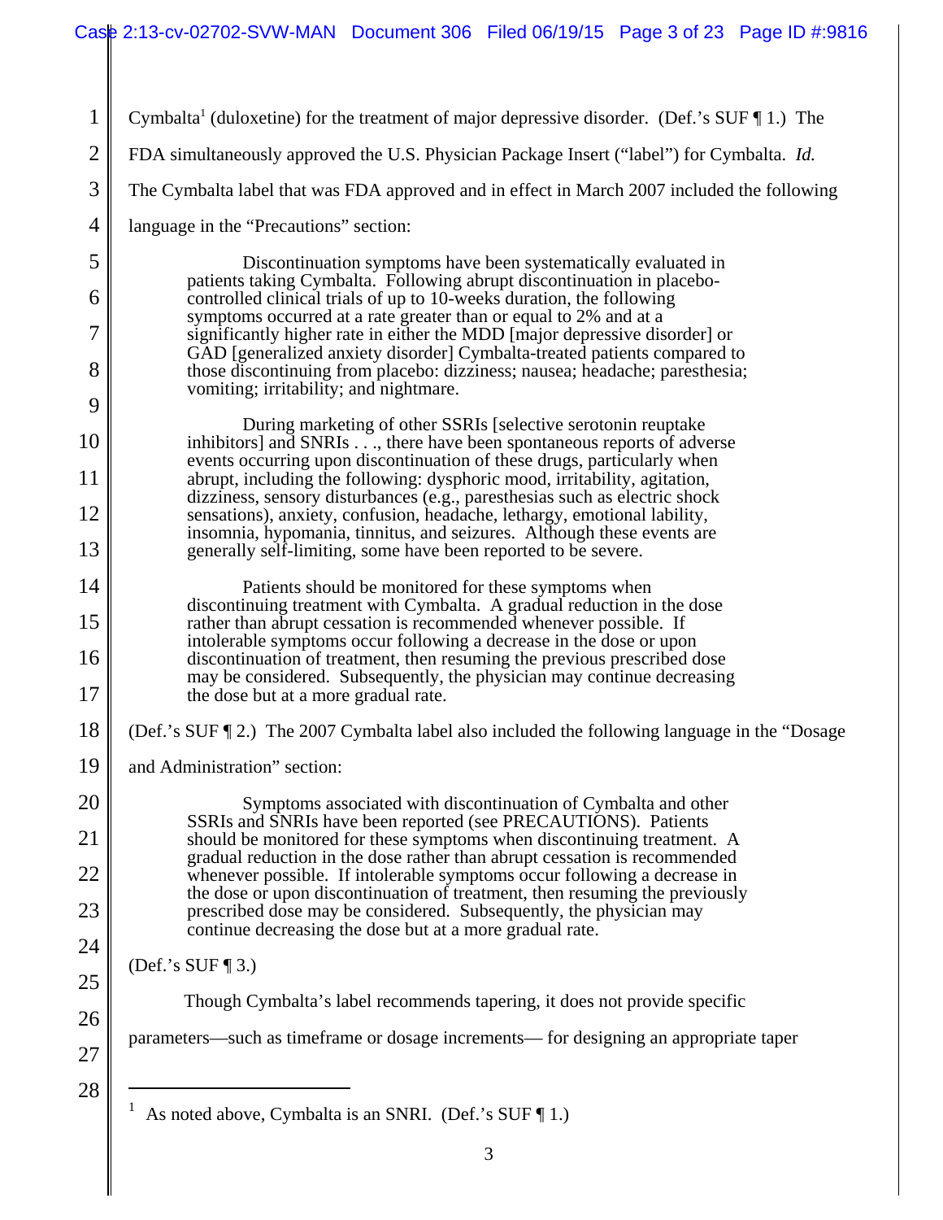Cymbalta[1] (duloxetine) for the treatment of major depressive disorder. (Def.'s SUF ¶ 1.) The FDA simultaneously approved the U.S. Physician Package Insert ("label") for Cymbalta. *Id.* The Cymbalta label that was FDA approved and in effect in March 2007 included the following language in the "Precautions" section:

> Discontinuation symptoms have been systematically evaluated in patients taking Cymbalta. Following abrupt discontinuation in placebo-controlled clinical trials of up to 10-weeks duration, the following symptoms occurred at a rate greater than or equal to 2% and at a significantly higher rate in either the MDD [major depressive disorder] or GAD [generalized anxiety disorder] Cymbalta-treated patients compared to those discontinuing from placebo: dizziness; nausea; headache; paresthesia; vomiting; irritability; and nightmare.
>
> During marketing of other SSRIs [selective serotonin reuptake inhibitors] and SNRIs . . ., there have been spontaneous reports of adverse events occurring upon discontinuation of these drugs, particularly when abrupt, including the following: dysphoric mood, irritability, agitation, dizziness, sensory disturbances (e.g., paresthesias such as electric shock sensations), anxiety, confusion, headache, lethargy, emotional lability, insomnia, hypomania, tinnitus, and seizures. Although these events are generally self-limiting, some have been reported to be severe.
>
> Patients should be monitored for these symptoms when discontinuing treatment with Cymbalta. A gradual reduction in the dose rather than abrupt cessation is recommended whenever possible. If intolerable symptoms occur following a decrease in the dose or upon discontinuation of treatment, then resuming the previous prescribed dose may be considered. Subsequently, the physician may continue decreasing the dose but at a more gradual rate.

(Def.'s SUF ¶ 2.) The 2007 Cymbalta label also included the following language in the "Dosage and Administration" section:

> Symptoms associated with discontinuation of Cymbalta and other SSRIs and SNRIs have been reported (see PRECAUTIONS). Patients should be monitored for these symptoms when discontinuing treatment. A gradual reduction in the dose rather than abrupt cessation is recommended whenever possible. If intolerable symptoms occur following a decrease in the dose or upon discontinuation of treatment, then resuming the previously prescribed dose may be considered. Subsequently, the physician may continue decreasing the dose but at a more gradual rate.

(Def.'s SUF ¶ 3.)

Though Cymbalta's label recommends tapering, it does not provide specific parameters—such as timeframe or dosage increments— for designing an appropriate taper

---

[1] As noted above, Cymbalta is an SNRI. (Def.'s SUF ¶ 1.)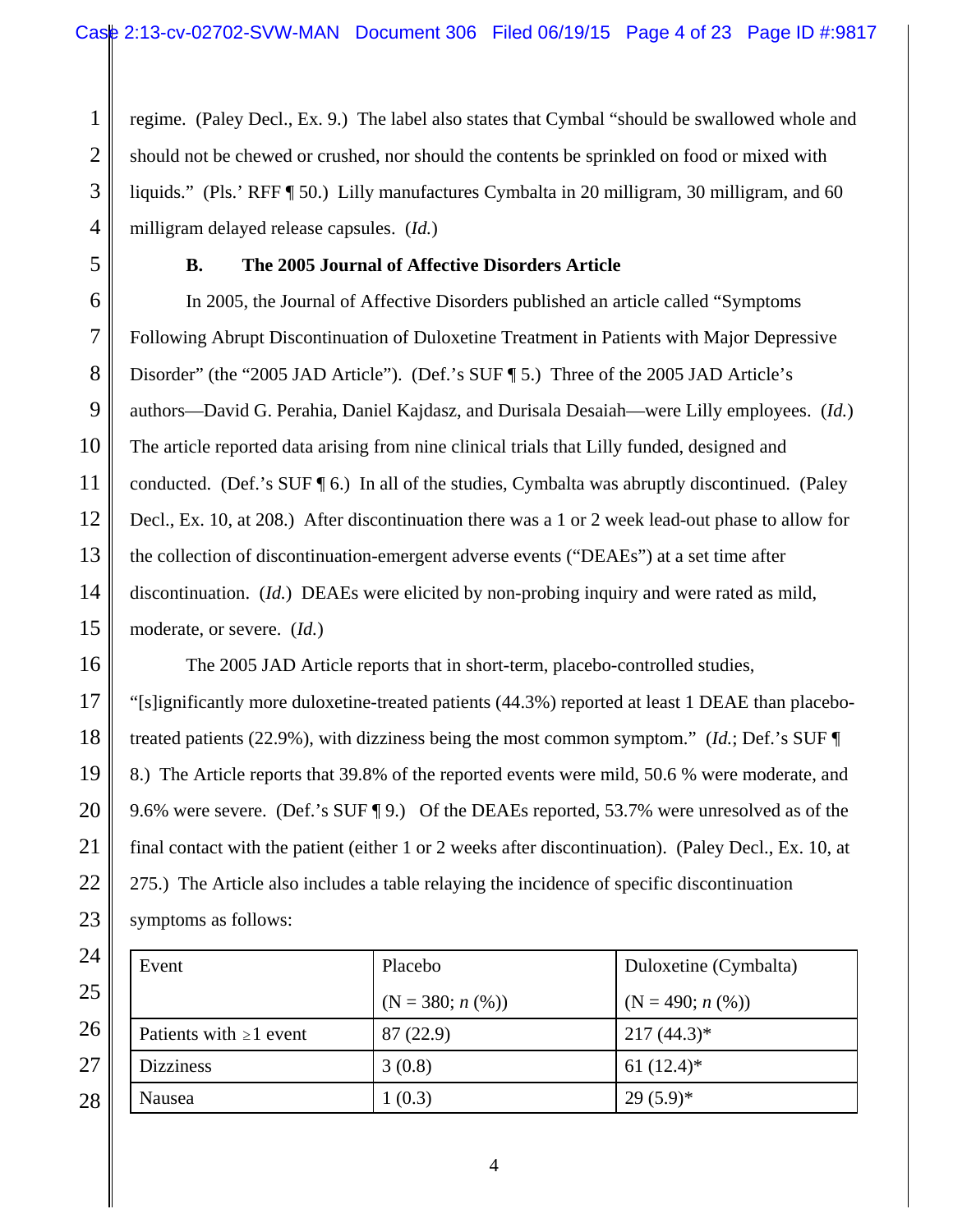regime. (Paley Decl., Ex. 9.) The label also states that Cymbal "should be swallowed whole and should not be chewed or crushed, nor should the contents be sprinkled on food or mixed with liquids." (Pls.' RFF ¶ 50.) Lilly manufactures Cymbalta in 20 milligram, 30 milligram, and 60 milligram delayed release capsules. (*Id.*)

### B. The 2005 Journal of Affective Disorders Article

In 2005, the Journal of Affective Disorders published an article called "Symptoms Following Abrupt Discontinuation of Duloxetine Treatment in Patients with Major Depressive Disorder" (the "2005 JAD Article"). (Def.'s SUF ¶ 5.) Three of the 2005 JAD Article's authors—David G. Perahia, Daniel Kajdasz, and Durisala Desaiah—were Lilly employees. (*Id.*) The article reported data arising from nine clinical trials that Lilly funded, designed and conducted. (Def.'s SUF ¶ 6.) In all of the studies, Cymbalta was abruptly discontinued. (Paley Decl., Ex. 10, at 208.) After discontinuation there was a 1 or 2 week lead-out phase to allow for the collection of discontinuation-emergent adverse events ("DEAEs") at a set time after discontinuation. (*Id.*) DEAEs were elicited by non-probing inquiry and were rated as mild, moderate, or severe. (*Id.*)

The 2005 JAD Article reports that in short-term, placebo-controlled studies, "[s]ignificantly more duloxetine-treated patients (44.3%) reported at least 1 DEAE than placebo-treated patients (22.9%), with dizziness being the most common symptom." (*Id.*; Def.'s SUF ¶ 8.) The Article reports that 39.8% of the reported events were mild, 50.6 % were moderate, and 9.6% were severe. (Def.'s SUF ¶ 9.) Of the DEAEs reported, 53.7% were unresolved as of the final contact with the patient (either 1 or 2 weeks after discontinuation). (Paley Decl., Ex. 10, at 275.) The Article also includes a table relaying the incidence of specific discontinuation symptoms as follows:

| Event | Placebo (N = 380; *n* (%)) | Duloxetine (Cymbalta) (N = 490; *n* (%)) |
|---|---|---|
| Patients with ≥1 event | 87 (22.9) | 217 (44.3)* |
| Dizziness | 3 (0.8) | 61 (12.4)* |
| Nausea | 1 (0.3) | 29 (5.9)* |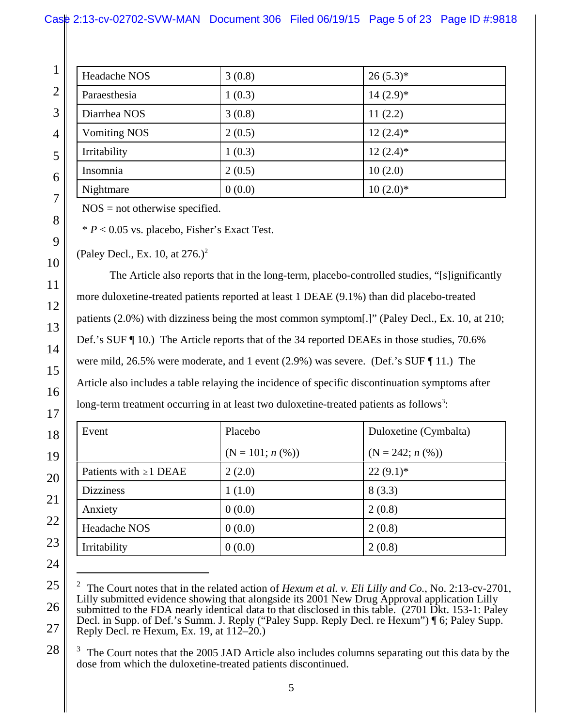| Headache NOS | 3 (0.8) | 26 (5.3)* |
|---|---|---|
| Paraesthesia | 1 (0.3) | 14 (2.9)* |
| Diarrhea NOS | 3 (0.8) | 11 (2.2) |
| Vomiting NOS | 2 (0.5) | 12 (2.4)* |
| Irritability | 1 (0.3) | 12 (2.4)* |
| Insomnia | 2 (0.5) | 10 (2.0) |
| Nightmare | 0 (0.0) | 10 (2.0)* |

NOS = not otherwise specified.

* $P < 0.05$ vs. placebo, Fisher's Exact Test.

(Paley Decl., Ex. 10, at 276.)[2]

The Article also reports that in the long-term, placebo-controlled studies, "[s]ignificantly more duloxetine-treated patients reported at least 1 DEAE (9.1%) than did placebo-treated patients (2.0%) with dizziness being the most common symptom[.]" (Paley Decl., Ex. 10, at 210; Def.'s SUF ¶ 10.) The Article reports that of the 34 reported DEAEs in those studies, 70.6% were mild, 26.5% were moderate, and 1 event (2.9%) was severe. (Def.'s SUF ¶ 11.) The Article also includes a table relaying the incidence of specific discontinuation symptoms after long-term treatment occurring in at least two duloxetine-treated patients as follows[3]:

| Event | Placebo (N = 101; *n* (%)) | Duloxetine (Cymbalta) (N = 242; *n* (%)) |
|---|---|---|
| Patients with ≥1 DEAE | 2 (2.0) | 22 (9.1)* |
| Dizziness | 1 (1.0) | 8 (3.3) |
| Anxiety | 0 (0.0) | 2 (0.8) |
| Headache NOS | 0 (0.0) | 2 (0.8) |
| Irritability | 0 (0.0) | 2 (0.8) |

[2] The Court notes that in the related action of *Hexum et al. v. Eli Lilly and Co.*, No. 2:13-cv-2701, Lilly submitted evidence showing that alongside its 2001 New Drug Approval application Lilly submitted to the FDA nearly identical data to that disclosed in this table. (2701 Dkt. 153-1: Paley Decl. in Supp. of Def.'s Summ. J. Reply ("Paley Supp. Reply Decl. re Hexum") ¶ 6; Paley Supp. Reply Decl. re Hexum, Ex. 19, at 112–20.)

[3] The Court notes that the 2005 JAD Article also includes columns separating out this data by the dose from which the duloxetine-treated patients discontinued.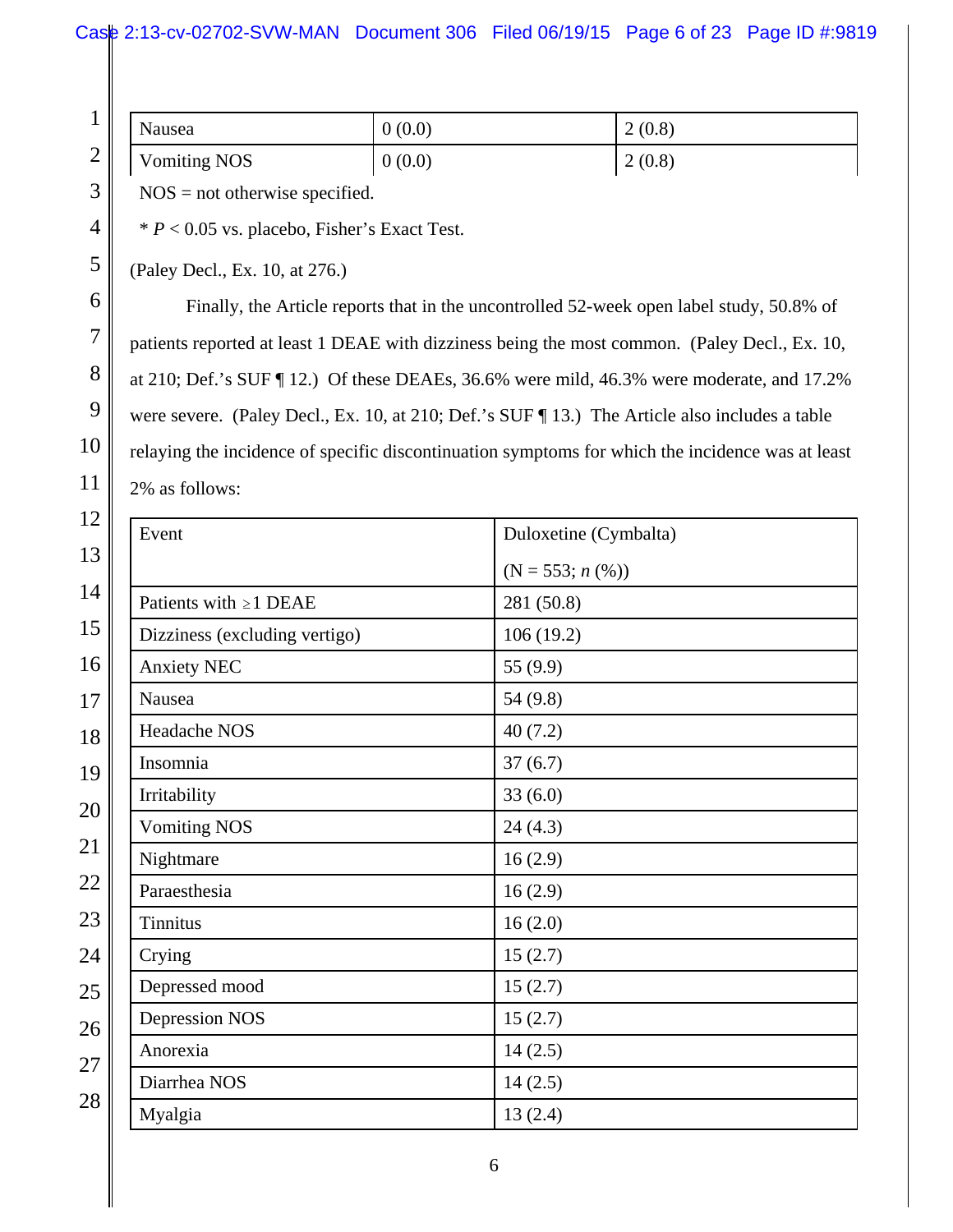| Nausea | 0 (0.0) | 2 (0.8) |
|---|---|---|
| Vomiting NOS | 0 (0.0) | 2 (0.8) |

NOS = not otherwise specified.

* $P < 0.05$ vs. placebo, Fisher's Exact Test.

(Paley Decl., Ex. 10, at 276.)

Finally, the Article reports that in the uncontrolled 52-week open label study, 50.8% of patients reported at least 1 DEAE with dizziness being the most common. (Paley Decl., Ex. 10, at 210; Def.'s SUF ¶ 12.) Of these DEAEs, 36.6% were mild, 46.3% were moderate, and 17.2% were severe. (Paley Decl., Ex. 10, at 210; Def.'s SUF ¶ 13.) The Article also includes a table relaying the incidence of specific discontinuation symptoms for which the incidence was at least 2% as follows:

| Event | Duloxetine (Cymbalta) (N = 553; *n* (%)) |
|---|---|
| Patients with ≥1 DEAE | 281 (50.8) |
| Dizziness (excluding vertigo) | 106 (19.2) |
| Anxiety NEC | 55 (9.9) |
| Nausea | 54 (9.8) |
| Headache NOS | 40 (7.2) |
| Insomnia | 37 (6.7) |
| Irritability | 33 (6.0) |
| Vomiting NOS | 24 (4.3) |
| Nightmare | 16 (2.9) |
| Paraesthesia | 16 (2.9) |
| Tinnitus | 16 (2.0) |
| Crying | 15 (2.7) |
| Depressed mood | 15 (2.7) |
| Depression NOS | 15 (2.7) |
| Anorexia | 14 (2.5) |
| Diarrhea NOS | 14 (2.5) |
| Myalgia | 13 (2.4) |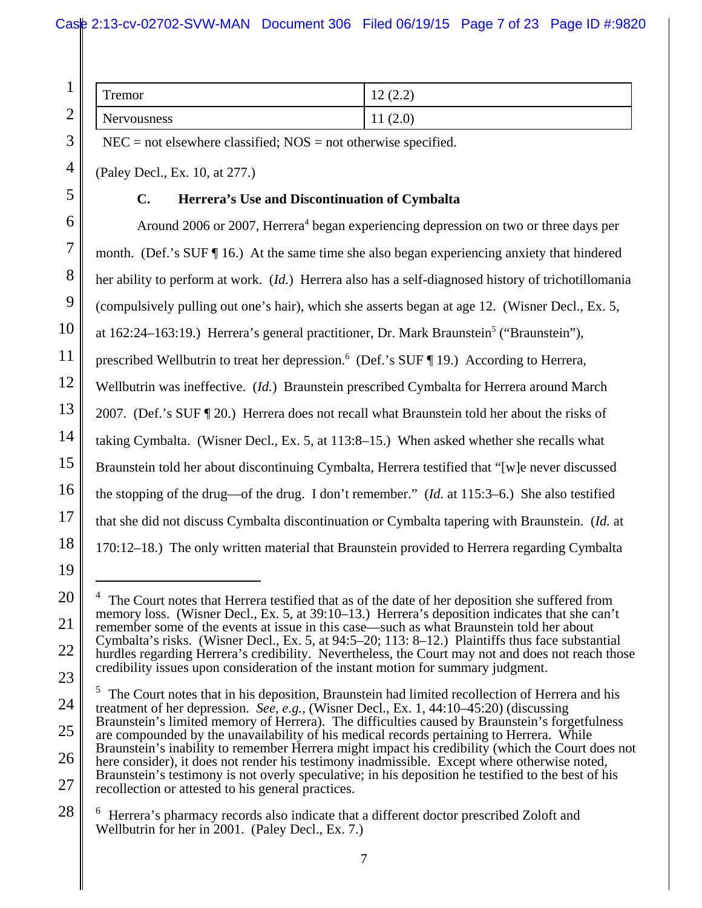| Tremor | 12 (2.2) |
|---|---|
| Nervousness | 11 (2.0) |

NEC = not elsewhere classified; NOS = not otherwise specified.

(Paley Decl., Ex. 10, at 277.)

### C. Herrera's Use and Discontinuation of Cymbalta

Around 2006 or 2007, Herrera[4] began experiencing depression on two or three days per month. (Def.'s SUF ¶ 16.) At the same time she also began experiencing anxiety that hindered her ability to perform at work. (*Id.*) Herrera also has a self-diagnosed history of trichotillomania (compulsively pulling out one's hair), which she asserts began at age 12. (Wisner Decl., Ex. 5, at 162:24–163:19.) Herrera's general practitioner, Dr. Mark Braunstein[5] ("Braunstein"), prescribed Wellbutrin to treat her depression.[6] (Def.'s SUF ¶ 19.) According to Herrera, Wellbutrin was ineffective. (*Id.*) Braunstein prescribed Cymbalta for Herrera around March 2007. (Def.'s SUF ¶ 20.) Herrera does not recall what Braunstein told her about the risks of taking Cymbalta. (Wisner Decl., Ex. 5, at 113:8–15.) When asked whether she recalls what Braunstein told her about discontinuing Cymbalta, Herrera testified that "[w]e never discussed the stopping of the drug—of the drug. I don't remember." (*Id.* at 115:3–6.) She also testified that she did not discuss Cymbalta discontinuation or Cymbalta tapering with Braunstein. (*Id.* at 170:12–18.) The only written material that Braunstein provided to Herrera regarding Cymbalta

---

[4] The Court notes that Herrera testified that as of the date of her deposition she suffered from memory loss. (Wisner Decl., Ex. 5, at 39:10–13.) Herrera's deposition indicates that she can't remember some of the events at issue in this case—such as what Braunstein told her about Cymbalta's risks. (Wisner Decl., Ex. 5, at 94:5–20; 113: 8–12.) Plaintiffs thus face substantial hurdles regarding Herrera's credibility. Nevertheless, the Court may not and does not reach those credibility issues upon consideration of the instant motion for summary judgment.

[5] The Court notes that in his deposition, Braunstein had limited recollection of Herrera and his treatment of her depression. *See, e.g.*, (Wisner Decl., Ex. 1, 44:10–45:20) (discussing Braunstein's limited memory of Herrera). The difficulties caused by Braunstein's forgetfulness are compounded by the unavailability of his medical records pertaining to Herrera. While Braunstein's inability to remember Herrera might impact his credibility (which the Court does not here consider), it does not render his testimony inadmissible. Except where otherwise noted, Braunstein's testimony is not overly speculative; in his deposition he testified to the best of his recollection or attested to his general practices.

[6] Herrera's pharmacy records also indicate that a different doctor prescribed Zoloft and Wellbutrin for her in 2001. (Paley Decl., Ex. 7.)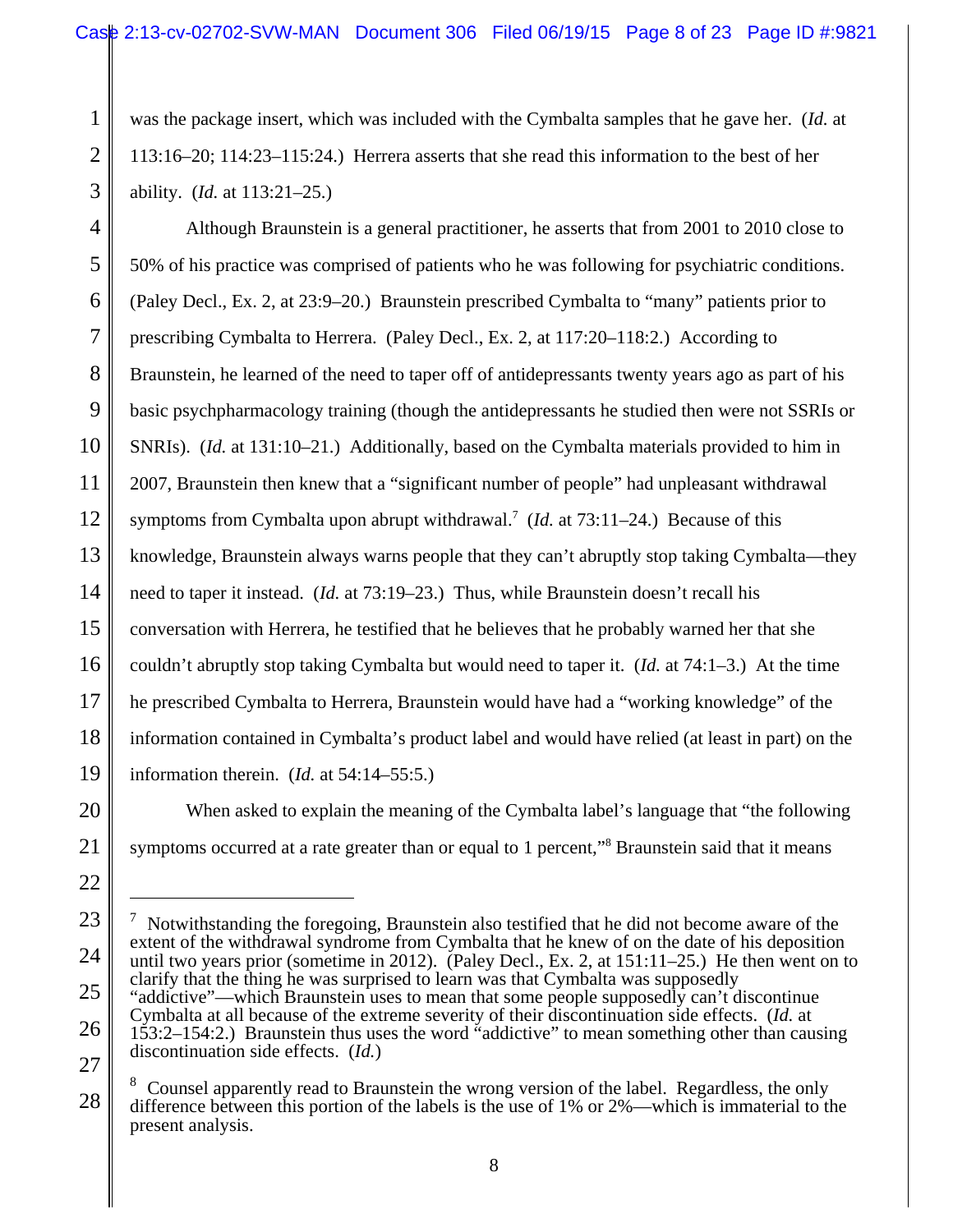was the package insert, which was included with the Cymbalta samples that he gave her. (*Id.* at 113:16–20; 114:23–115:24.) Herrera asserts that she read this information to the best of her ability. (*Id.* at 113:21–25.)

Although Braunstein is a general practitioner, he asserts that from 2001 to 2010 close to 50% of his practice was comprised of patients who he was following for psychiatric conditions. (Paley Decl., Ex. 2, at 23:9–20.) Braunstein prescribed Cymbalta to "many" patients prior to prescribing Cymbalta to Herrera. (Paley Decl., Ex. 2, at 117:20–118:2.) According to Braunstein, he learned of the need to taper off of antidepressants twenty years ago as part of his basic psychpharmacology training (though the antidepressants he studied then were not SSRIs or SNRIs). (*Id.* at 131:10–21.) Additionally, based on the Cymbalta materials provided to him in 2007, Braunstein then knew that a "significant number of people" had unpleasant withdrawal symptoms from Cymbalta upon abrupt withdrawal.[7] (*Id.* at 73:11–24.) Because of this knowledge, Braunstein always warns people that they can't abruptly stop taking Cymbalta—they need to taper it instead. (*Id.* at 73:19–23.) Thus, while Braunstein doesn't recall his conversation with Herrera, he testified that he believes that he probably warned her that she couldn't abruptly stop taking Cymbalta but would need to taper it. (*Id.* at 74:1–3.) At the time he prescribed Cymbalta to Herrera, Braunstein would have had a "working knowledge" of the information contained in Cymbalta's product label and would have relied (at least in part) on the information therein. (*Id.* at 54:14–55:5.)

When asked to explain the meaning of the Cymbalta label's language that "the following symptoms occurred at a rate greater than or equal to 1 percent,"[8] Braunstein said that it means

---

[7] Notwithstanding the foregoing, Braunstein also testified that he did not become aware of the extent of the withdrawal syndrome from Cymbalta that he knew of on the date of his deposition until two years prior (sometime in 2012). (Paley Decl., Ex. 2, at 151:11–25.) He then went on to clarify that the thing he was surprised to learn was that Cymbalta was supposedly "addictive"—which Braunstein uses to mean that some people supposedly can't discontinue Cymbalta at all because of the extreme severity of their discontinuation side effects. (*Id.* at 153:2–154:2.) Braunstein thus uses the word "addictive" to mean something other than causing discontinuation side effects. (*Id.*)

[8] Counsel apparently read to Braunstein the wrong version of the label. Regardless, the only difference between this portion of the labels is the use of 1% or 2%—which is immaterial to the present analysis.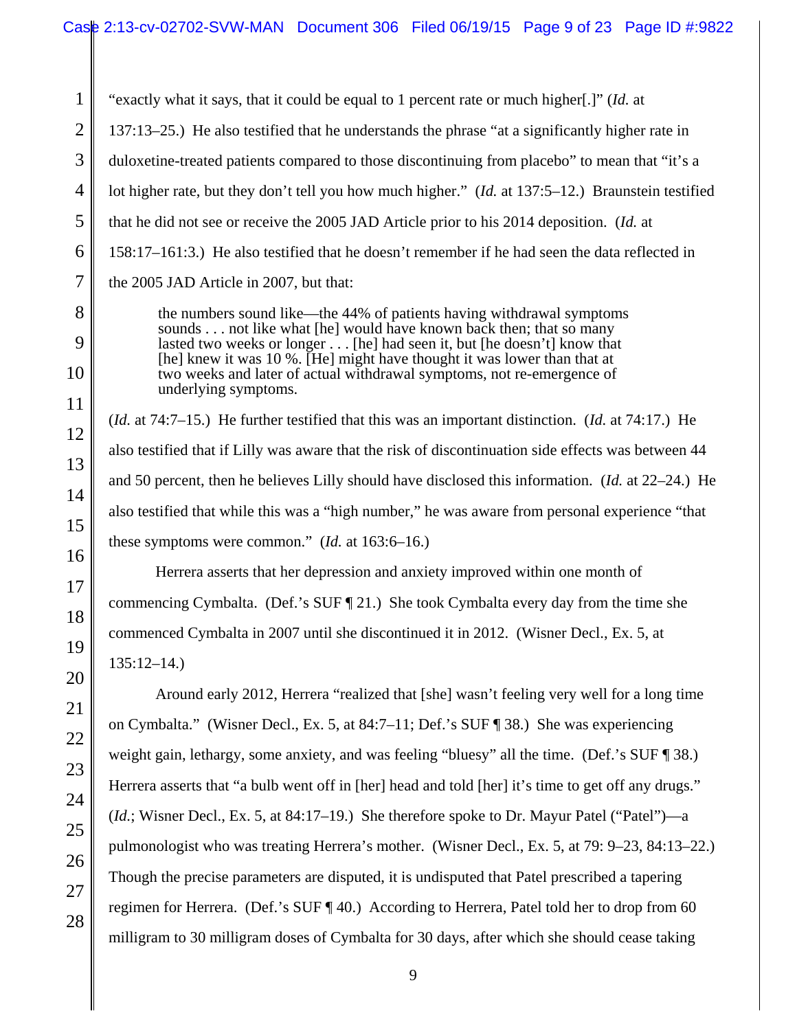"exactly what it says, that it could be equal to 1 percent rate or much higher[.]" (*Id.* at 137:13–25.) He also testified that he understands the phrase "at a significantly higher rate in duloxetine-treated patients compared to those discontinuing from placebo" to mean that "it's a lot higher rate, but they don't tell you how much higher." (*Id.* at 137:5–12.) Braunstein testified that he did not see or receive the 2005 JAD Article prior to his 2014 deposition. (*Id.* at 158:17–161:3.) He also testified that he doesn't remember if he had seen the data reflected in the 2005 JAD Article in 2007, but that:

> the numbers sound like—the 44% of patients having withdrawal symptoms sounds . . . not like what [he] would have known back then; that so many lasted two weeks or longer . . . [he] had seen it, but [he doesn't] know that [he] knew it was 10 %. [He] might have thought it was lower than that at two weeks and later of actual withdrawal symptoms, not re-emergence of underlying symptoms.

(*Id.* at 74:7–15.) He further testified that this was an important distinction. (*Id.* at 74:17.) He also testified that if Lilly was aware that the risk of discontinuation side effects was between 44 and 50 percent, then he believes Lilly should have disclosed this information. (*Id.* at 22–24.) He also testified that while this was a "high number," he was aware from personal experience "that these symptoms were common." (*Id.* at 163:6–16.)

Herrera asserts that her depression and anxiety improved within one month of commencing Cymbalta. (Def.'s SUF ¶ 21.) She took Cymbalta every day from the time she commenced Cymbalta in 2007 until she discontinued it in 2012. (Wisner Decl., Ex. 5, at 135:12–14.)

Around early 2012, Herrera "realized that [she] wasn't feeling very well for a long time on Cymbalta." (Wisner Decl., Ex. 5, at 84:7–11; Def.'s SUF ¶ 38.) She was experiencing weight gain, lethargy, some anxiety, and was feeling "bluesy" all the time. (Def.'s SUF ¶ 38.) Herrera asserts that "a bulb went off in [her] head and told [her] it's time to get off any drugs." (*Id.*; Wisner Decl., Ex. 5, at 84:17–19.) She therefore spoke to Dr. Mayur Patel ("Patel")—a pulmonologist who was treating Herrera's mother. (Wisner Decl., Ex. 5, at 79: 9–23, 84:13–22.) Though the precise parameters are disputed, it is undisputed that Patel prescribed a tapering regimen for Herrera. (Def.'s SUF ¶ 40.) According to Herrera, Patel told her to drop from 60 milligram to 30 milligram doses of Cymbalta for 30 days, after which she should cease taking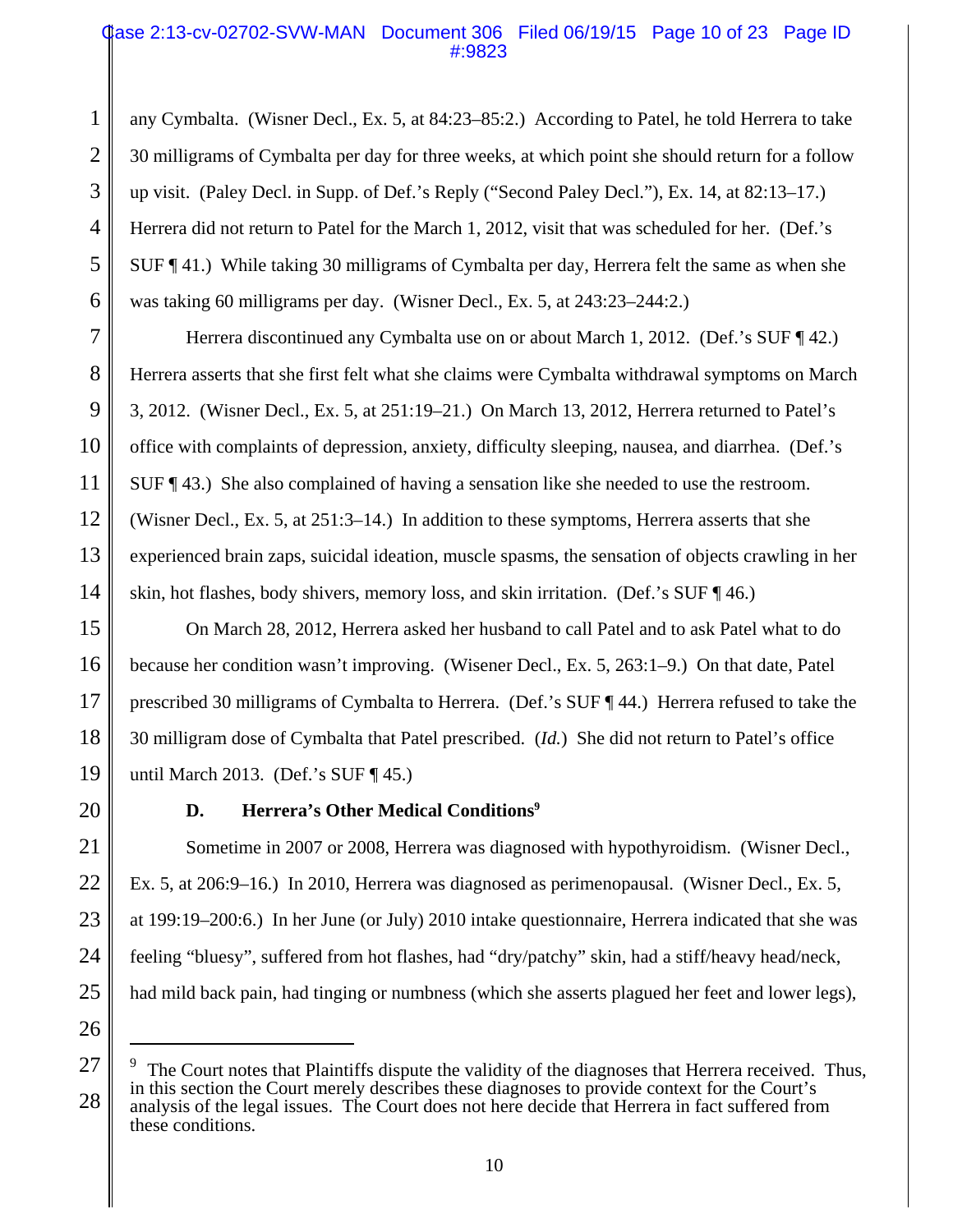any Cymbalta. (Wisner Decl., Ex. 5, at 84:23–85:2.) According to Patel, he told Herrera to take 30 milligrams of Cymbalta per day for three weeks, at which point she should return for a follow up visit. (Paley Decl. in Supp. of Def.'s Reply ("Second Paley Decl."), Ex. 14, at 82:13–17.) Herrera did not return to Patel for the March 1, 2012, visit that was scheduled for her. (Def.'s SUF ¶ 41.) While taking 30 milligrams of Cymbalta per day, Herrera felt the same as when she was taking 60 milligrams per day. (Wisner Decl., Ex. 5, at 243:23–244:2.)

Herrera discontinued any Cymbalta use on or about March 1, 2012. (Def.'s SUF ¶ 42.) Herrera asserts that she first felt what she claims were Cymbalta withdrawal symptoms on March 3, 2012. (Wisner Decl., Ex. 5, at 251:19–21.) On March 13, 2012, Herrera returned to Patel's office with complaints of depression, anxiety, difficulty sleeping, nausea, and diarrhea. (Def.'s SUF ¶ 43.) She also complained of having a sensation like she needed to use the restroom. (Wisner Decl., Ex. 5, at 251:3–14.) In addition to these symptoms, Herrera asserts that she experienced brain zaps, suicidal ideation, muscle spasms, the sensation of objects crawling in her skin, hot flashes, body shivers, memory loss, and skin irritation. (Def.'s SUF ¶ 46.)

On March 28, 2012, Herrera asked her husband to call Patel and to ask Patel what to do because her condition wasn't improving. (Wisener Decl., Ex. 5, 263:1–9.) On that date, Patel prescribed 30 milligrams of Cymbalta to Herrera. (Def.'s SUF ¶ 44.) Herrera refused to take the 30 milligram dose of Cymbalta that Patel prescribed. (*Id.*) She did not return to Patel's office until March 2013. (Def.'s SUF ¶ 45.)

### D. Herrera's Other Medical Conditions[9]

Sometime in 2007 or 2008, Herrera was diagnosed with hypothyroidism. (Wisner Decl., Ex. 5, at 206:9–16.) In 2010, Herrera was diagnosed as perimenopausal. (Wisner Decl., Ex. 5, at 199:19–200:6.) In her June (or July) 2010 intake questionnaire, Herrera indicated that she was feeling "bluesy", suffered from hot flashes, had "dry/patchy" skin, had a stiff/heavy head/neck, had mild back pain, had tinging or numbness (which she asserts plagued her feet and lower legs),

---

[9] The Court notes that Plaintiffs dispute the validity of the diagnoses that Herrera received. Thus, in this section the Court merely describes these diagnoses to provide context for the Court's analysis of the legal issues. The Court does not here decide that Herrera in fact suffered from these conditions.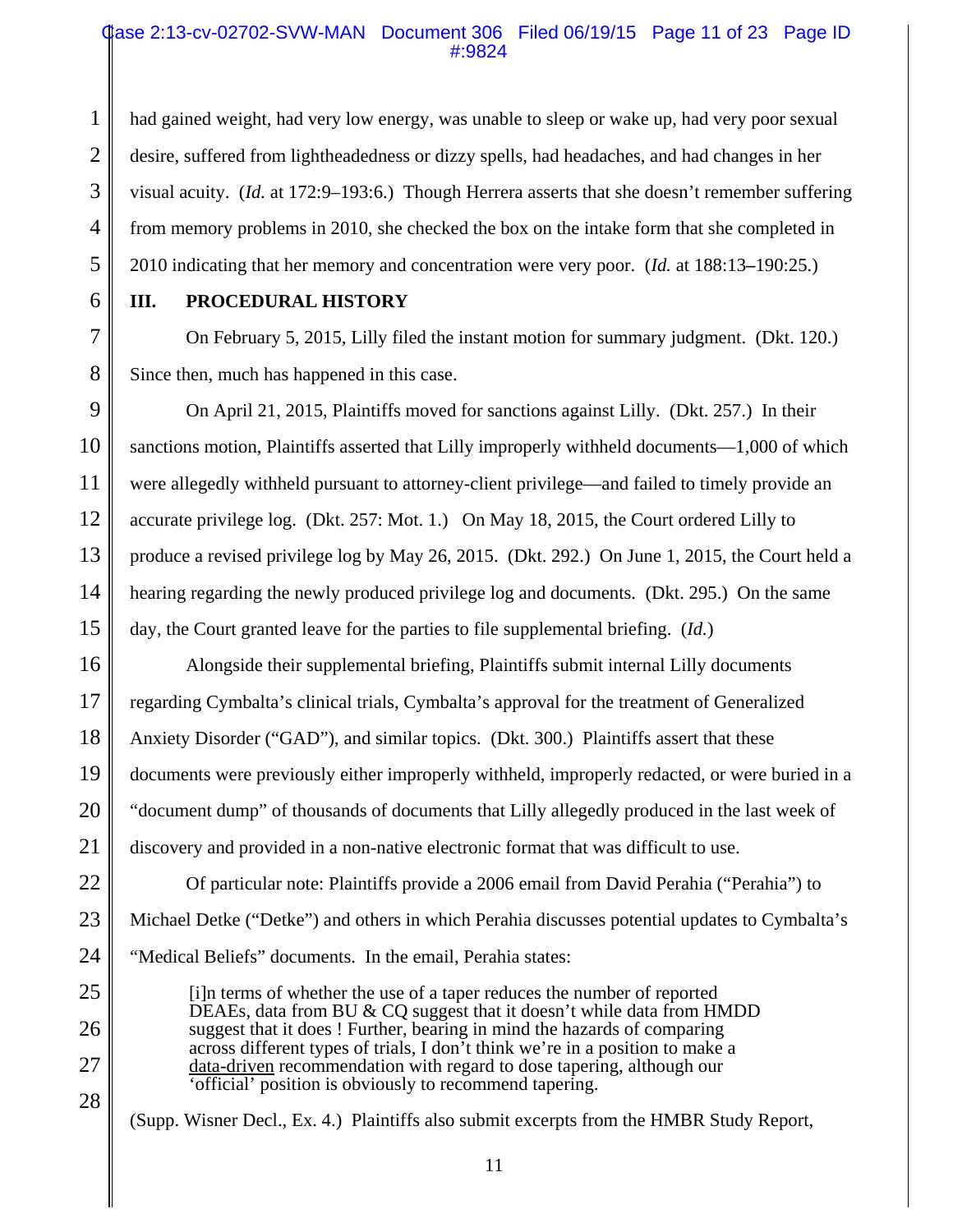had gained weight, had very low energy, was unable to sleep or wake up, had very poor sexual desire, suffered from lightheadedness or dizzy spells, had headaches, and had changes in her visual acuity. (*Id.* at 172:9–193:6.) Though Herrera asserts that she doesn't remember suffering from memory problems in 2010, she checked the box on the intake form that she completed in 2010 indicating that her memory and concentration were very poor. (*Id.* at 188:13–190:25.)

## III. PROCEDURAL HISTORY

On February 5, 2015, Lilly filed the instant motion for summary judgment. (Dkt. 120.) Since then, much has happened in this case.

On April 21, 2015, Plaintiffs moved for sanctions against Lilly. (Dkt. 257.) In their sanctions motion, Plaintiffs asserted that Lilly improperly withheld documents—1,000 of which were allegedly withheld pursuant to attorney-client privilege—and failed to timely provide an accurate privilege log. (Dkt. 257: Mot. 1.) On May 18, 2015, the Court ordered Lilly to produce a revised privilege log by May 26, 2015. (Dkt. 292.) On June 1, 2015, the Court held a hearing regarding the newly produced privilege log and documents. (Dkt. 295.) On the same day, the Court granted leave for the parties to file supplemental briefing. (*Id.*)

Alongside their supplemental briefing, Plaintiffs submit internal Lilly documents regarding Cymbalta's clinical trials, Cymbalta's approval for the treatment of Generalized Anxiety Disorder ("GAD"), and similar topics. (Dkt. 300.) Plaintiffs assert that these documents were previously either improperly withheld, improperly redacted, or were buried in a "document dump" of thousands of documents that Lilly allegedly produced in the last week of discovery and provided in a non-native electronic format that was difficult to use.

Of particular note: Plaintiffs provide a 2006 email from David Perahia ("Perahia") to Michael Detke ("Detke") and others in which Perahia discusses potential updates to Cymbalta's "Medical Beliefs" documents. In the email, Perahia states:

> [i]n terms of whether the use of a taper reduces the number of reported DEAEs, data from BU & CQ suggest that it doesn't while data from HMDD suggest that it does ! Further, bearing in mind the hazards of comparing across different types of trials, I don't think we're in a position to make a data-driven recommendation with regard to dose tapering, although our 'official' position is obviously to recommend tapering.

(Supp. Wisner Decl., Ex. 4.) Plaintiffs also submit excerpts from the HMBR Study Report,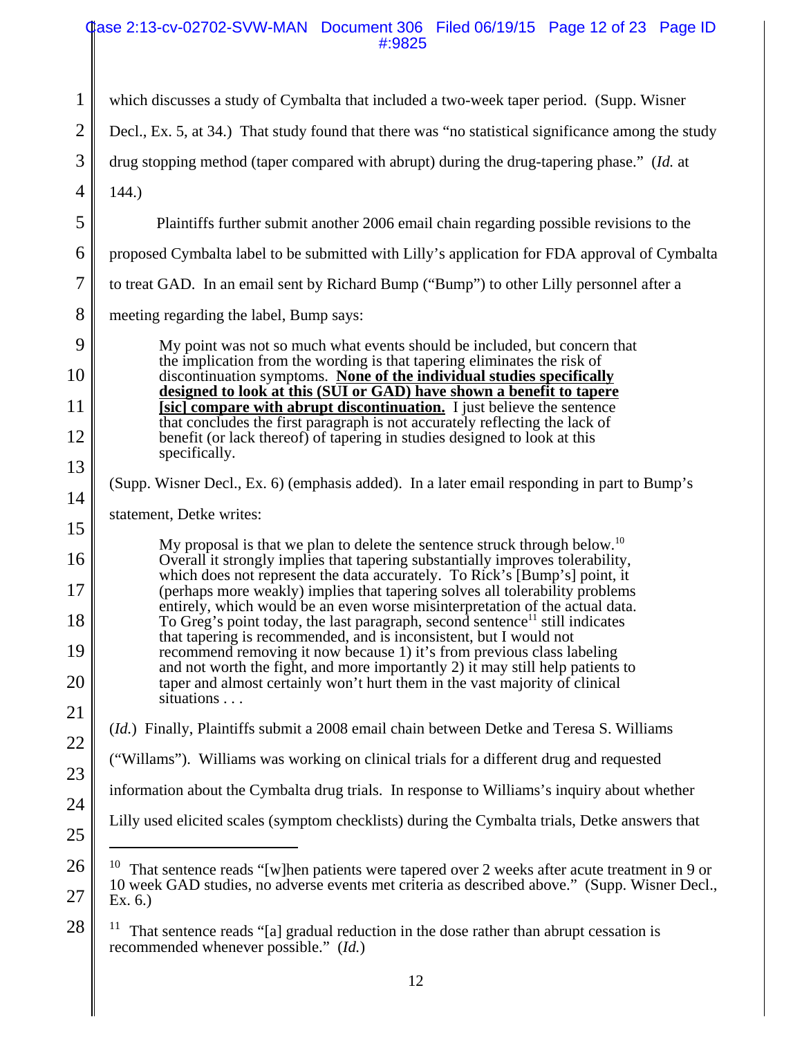which discusses a study of Cymbalta that included a two-week taper period. (Supp. Wisner Decl., Ex. 5, at 34.) That study found that there was "no statistical significance among the study drug stopping method (taper compared with abrupt) during the drug-tapering phase." (*Id.* at 144.)

Plaintiffs further submit another 2006 email chain regarding possible revisions to the proposed Cymbalta label to be submitted with Lilly's application for FDA approval of Cymbalta to treat GAD. In an email sent by Richard Bump ("Bump") to other Lilly personnel after a meeting regarding the label, Bump says:

> My point was not so much what events should be included, but concern that the implication from the wording is that tapering eliminates the risk of discontinuation symptoms. **<u>None of the individual studies specifically designed to look at this (SUI or GAD) have shown a benefit to tapere [sic] compare with abrupt discontinuation.</u>** I just believe the sentence that concludes the first paragraph is not accurately reflecting the lack of benefit (or lack thereof) of tapering in studies designed to look at this specifically.

(Supp. Wisner Decl., Ex. 6) (emphasis added). In a later email responding in part to Bump's statement, Detke writes:

> My proposal is that we plan to delete the sentence struck through below.[10] Overall it strongly implies that tapering substantially improves tolerability, which does not represent the data accurately. To Rick's [Bump's] point, it (perhaps more weakly) implies that tapering solves all tolerability problems entirely, which would be an even worse misinterpretation of the actual data. To Greg's point today, the last paragraph, second sentence[11] still indicates that tapering is recommended, and is inconsistent, but I would not recommend removing it now because 1) it's from previous class labeling and not worth the fight, and more importantly 2) it may still help patients to taper and almost certainly won't hurt them in the vast majority of clinical situations . . .

(*Id.*) Finally, Plaintiffs submit a 2008 email chain between Detke and Teresa S. Williams ("Willams"). Williams was working on clinical trials for a different drug and requested information about the Cymbalta drug trials. In response to Williams's inquiry about whether Lilly used elicited scales (symptom checklists) during the Cymbalta trials, Detke answers that

---

[10] That sentence reads "[w]hen patients were tapered over 2 weeks after acute treatment in 9 or 10 week GAD studies, no adverse events met criteria as described above." (Supp. Wisner Decl., Ex. 6.)

[11] That sentence reads "[a] gradual reduction in the dose rather than abrupt cessation is recommended whenever possible." (*Id.*)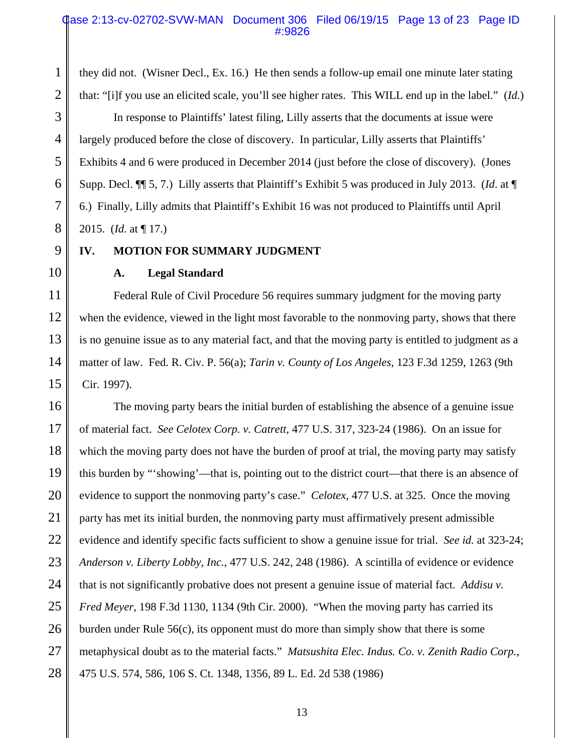they did not. (Wisner Decl., Ex. 16.) He then sends a follow-up email one minute later stating that: "[i]f you use an elicited scale, you'll see higher rates. This WILL end up in the label." (*Id.*)

In response to Plaintiffs' latest filing, Lilly asserts that the documents at issue were largely produced before the close of discovery. In particular, Lilly asserts that Plaintiffs' Exhibits 4 and 6 were produced in December 2014 (just before the close of discovery). (Jones Supp. Decl. ¶¶ 5, 7.) Lilly asserts that Plaintiff's Exhibit 5 was produced in July 2013. (*Id*. at ¶ 6.) Finally, Lilly admits that Plaintiff's Exhibit 16 was not produced to Plaintiffs until April 2015. (*Id.* at ¶ 17.)

## IV. MOTION FOR SUMMARY JUDGMENT

### A. Legal Standard

Federal Rule of Civil Procedure 56 requires summary judgment for the moving party when the evidence, viewed in the light most favorable to the nonmoving party, shows that there is no genuine issue as to any material fact, and that the moving party is entitled to judgment as a matter of law. Fed. R. Civ. P. 56(a); *Tarin v. County of Los Angeles*, 123 F.3d 1259, 1263 (9th Cir. 1997).

The moving party bears the initial burden of establishing the absence of a genuine issue of material fact. *See Celotex Corp. v. Catrett*, 477 U.S. 317, 323-24 (1986). On an issue for which the moving party does not have the burden of proof at trial, the moving party may satisfy this burden by "'showing'—that is, pointing out to the district court—that there is an absence of evidence to support the nonmoving party's case." *Celotex*, 477 U.S. at 325. Once the moving party has met its initial burden, the nonmoving party must affirmatively present admissible evidence and identify specific facts sufficient to show a genuine issue for trial. *See id.* at 323-24; *Anderson v. Liberty Lobby, Inc.*, 477 U.S. 242, 248 (1986). A scintilla of evidence or evidence that is not significantly probative does not present a genuine issue of material fact. *Addisu v. Fred Meyer*, 198 F.3d 1130, 1134 (9th Cir. 2000). "When the moving party has carried its burden under Rule 56(c), its opponent must do more than simply show that there is some metaphysical doubt as to the material facts." *Matsushita Elec. Indus. Co. v. Zenith Radio Corp.*, 475 U.S. 574, 586, 106 S. Ct. 1348, 1356, 89 L. Ed. 2d 538 (1986)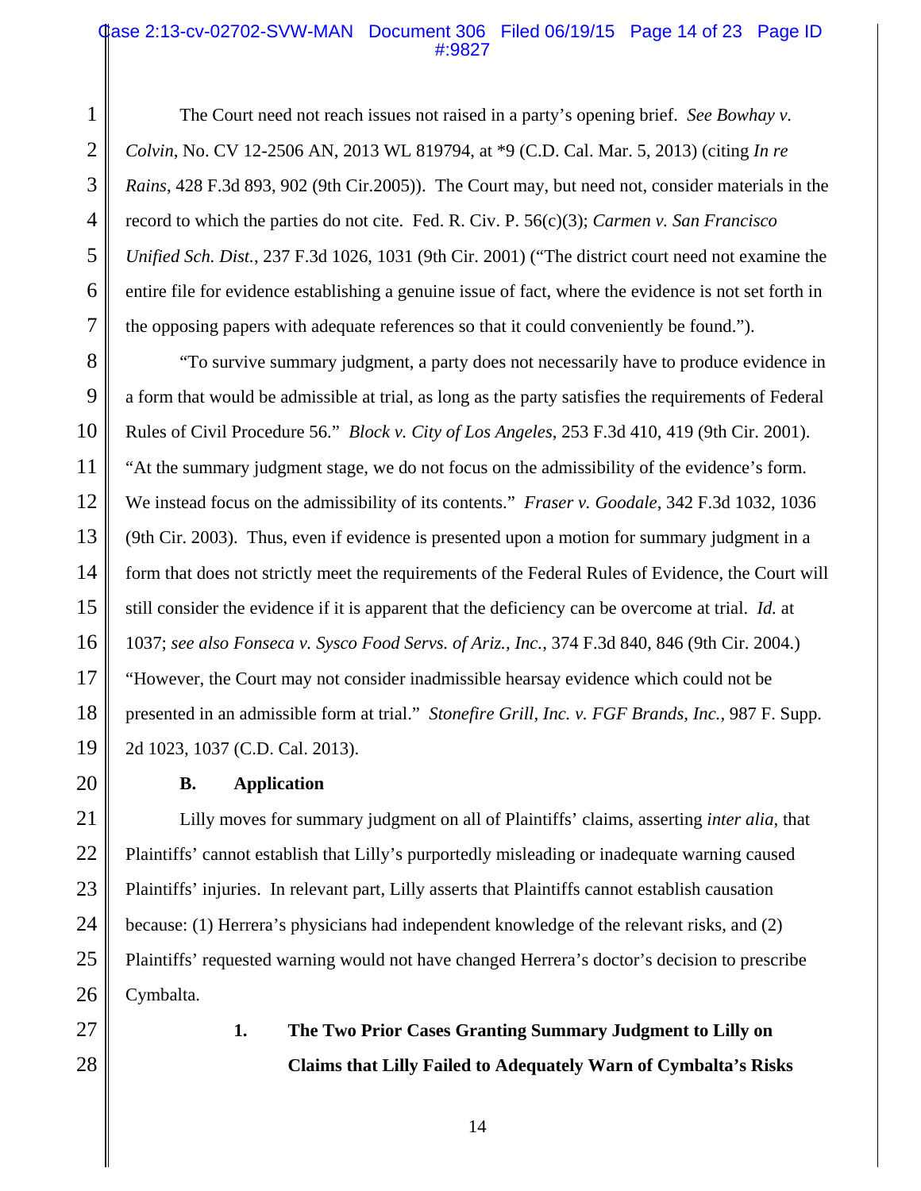The Court need not reach issues not raised in a party's opening brief. *See Bowhay v. Colvin*, No. CV 12-2506 AN, 2013 WL 819794, at *9 (C.D. Cal. Mar. 5, 2013) (citing *In re Rains*, 428 F.3d 893, 902 (9th Cir.2005)). The Court may, but need not, consider materials in the record to which the parties do not cite. Fed. R. Civ. P. 56(c)(3); *Carmen v. San Francisco Unified Sch. Dist.*, 237 F.3d 1026, 1031 (9th Cir. 2001) ("The district court need not examine the entire file for evidence establishing a genuine issue of fact, where the evidence is not set forth in the opposing papers with adequate references so that it could conveniently be found.").

"To survive summary judgment, a party does not necessarily have to produce evidence in a form that would be admissible at trial, as long as the party satisfies the requirements of Federal Rules of Civil Procedure 56." *Block v. City of Los Angeles*, 253 F.3d 410, 419 (9th Cir. 2001). "At the summary judgment stage, we do not focus on the admissibility of the evidence's form. We instead focus on the admissibility of its contents." *Fraser v. Goodale*, 342 F.3d 1032, 1036 (9th Cir. 2003). Thus, even if evidence is presented upon a motion for summary judgment in a form that does not strictly meet the requirements of the Federal Rules of Evidence, the Court will still consider the evidence if it is apparent that the deficiency can be overcome at trial. *Id.* at 1037; *see also Fonseca v. Sysco Food Servs. of Ariz., Inc.*, 374 F.3d 840, 846 (9th Cir. 2004.) "However, the Court may not consider inadmissible hearsay evidence which could not be presented in an admissible form at trial." *Stonefire Grill, Inc. v. FGF Brands, Inc.*, 987 F. Supp. 2d 1023, 1037 (C.D. Cal. 2013).

### B. Application

Lilly moves for summary judgment on all of Plaintiffs' claims, asserting *inter alia*, that Plaintiffs' cannot establish that Lilly's purportedly misleading or inadequate warning caused Plaintiffs' injuries. In relevant part, Lilly asserts that Plaintiffs cannot establish causation because: (1) Herrera's physicians had independent knowledge of the relevant risks, and (2) Plaintiffs' requested warning would not have changed Herrera's doctor's decision to prescribe Cymbalta.

#### 1. The Two Prior Cases Granting Summary Judgment to Lilly on Claims that Lilly Failed to Adequately Warn of Cymbalta's Risks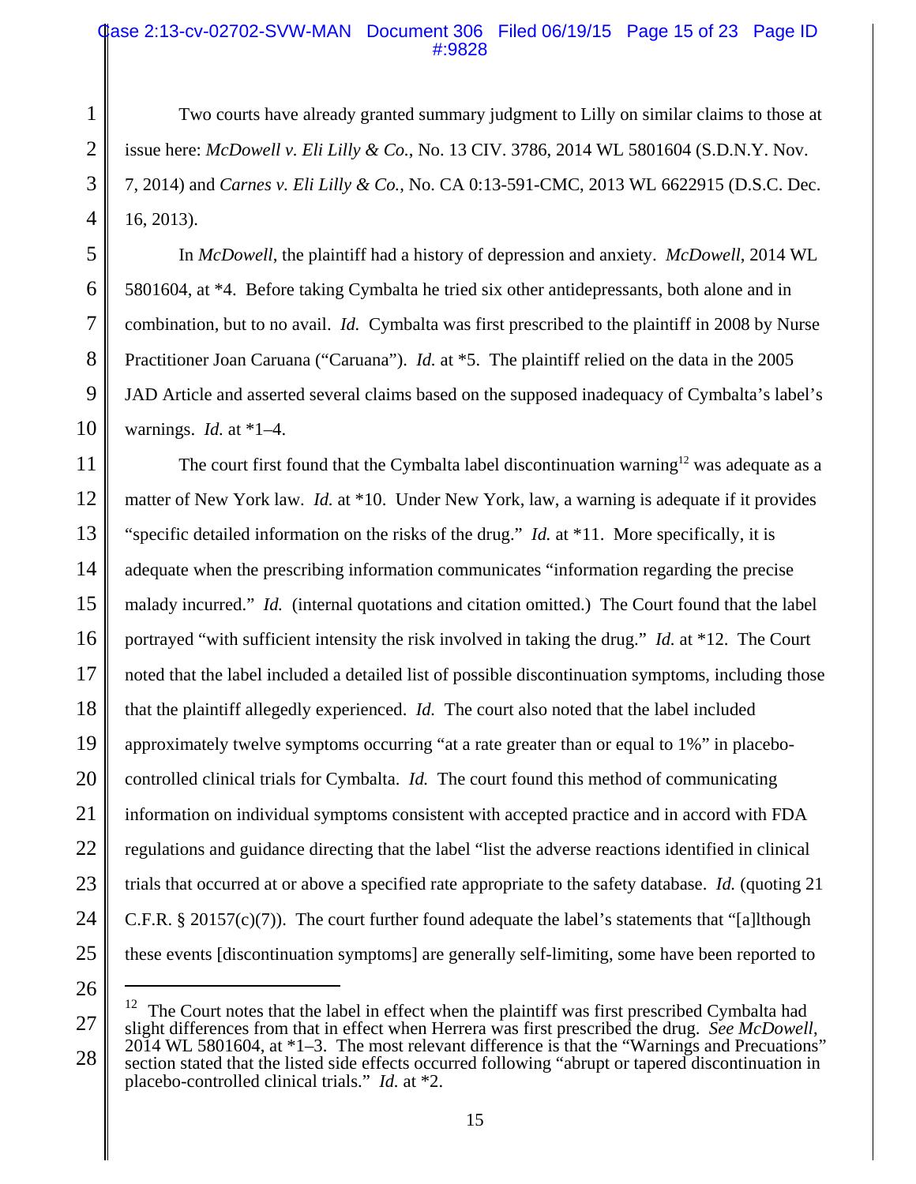Two courts have already granted summary judgment to Lilly on similar claims to those at issue here: *McDowell v. Eli Lilly & Co.*, No. 13 CIV. 3786, 2014 WL 5801604 (S.D.N.Y. Nov. 7, 2014) and *Carnes v. Eli Lilly & Co.*, No. CA 0:13-591-CMC, 2013 WL 6622915 (D.S.C. Dec. 16, 2013).

In *McDowell*, the plaintiff had a history of depression and anxiety. *McDowell*, 2014 WL 5801604, at *4. Before taking Cymbalta he tried six other antidepressants, both alone and in combination, but to no avail. *Id.* Cymbalta was first prescribed to the plaintiff in 2008 by Nurse Practitioner Joan Caruana ("Caruana"). *Id.* at *5. The plaintiff relied on the data in the 2005 JAD Article and asserted several claims based on the supposed inadequacy of Cymbalta's label's warnings. *Id.* at *1–4.

The court first found that the Cymbalta label discontinuation warning[12] was adequate as a matter of New York law. *Id.* at *10. Under New York, law, a warning is adequate if it provides "specific detailed information on the risks of the drug." *Id.* at *11. More specifically, it is adequate when the prescribing information communicates "information regarding the precise malady incurred." *Id.* (internal quotations and citation omitted.) The Court found that the label portrayed "with sufficient intensity the risk involved in taking the drug." *Id.* at *12. The Court noted that the label included a detailed list of possible discontinuation symptoms, including those that the plaintiff allegedly experienced. *Id.* The court also noted that the label included approximately twelve symptoms occurring "at a rate greater than or equal to 1%" in placebo-controlled clinical trials for Cymbalta. *Id.* The court found this method of communicating information on individual symptoms consistent with accepted practice and in accord with FDA regulations and guidance directing that the label "list the adverse reactions identified in clinical trials that occurred at or above a specified rate appropriate to the safety database. *Id.* (quoting 21 C.F.R. § 20157(c)(7)). The court further found adequate the label's statements that "[a]lthough these events [discontinuation symptoms] are generally self-limiting, some have been reported to

---

[12] The Court notes that the label in effect when the plaintiff was first prescribed Cymbalta had slight differences from that in effect when Herrera was first prescribed the drug. *See McDowell*, 2014 WL 5801604, at *1–3. The most relevant difference is that the "Warnings and Precuations" section stated that the listed side effects occurred following "abrupt or tapered discontinuation in placebo-controlled clinical trials." *Id.* at *2.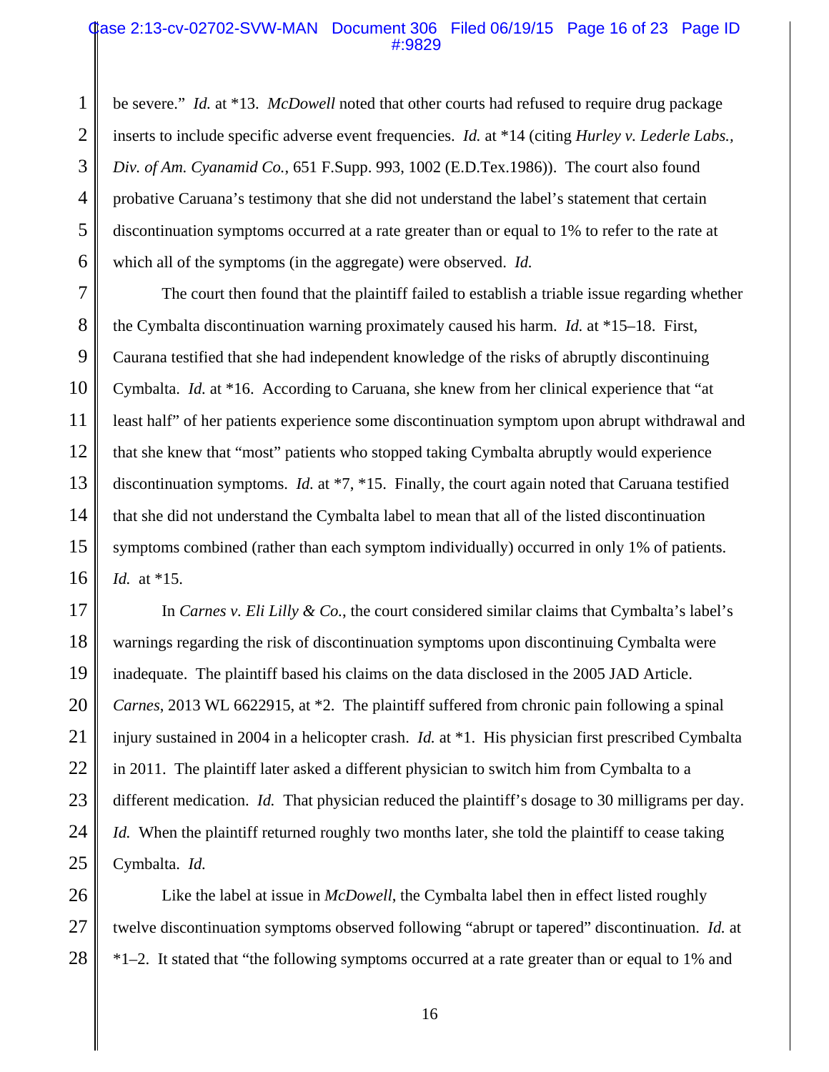be severe." *Id.* at *13. *McDowell* noted that other courts had refused to require drug package inserts to include specific adverse event frequencies. *Id.* at *14 (citing *Hurley v. Lederle Labs., Div. of Am. Cyanamid Co.*, 651 F.Supp. 993, 1002 (E.D.Tex.1986)). The court also found probative Caruana's testimony that she did not understand the label's statement that certain discontinuation symptoms occurred at a rate greater than or equal to 1% to refer to the rate at which all of the symptoms (in the aggregate) were observed. *Id.*

The court then found that the plaintiff failed to establish a triable issue regarding whether the Cymbalta discontinuation warning proximately caused his harm. *Id.* at *15–18. First, Caurana testified that she had independent knowledge of the risks of abruptly discontinuing Cymbalta. *Id.* at *16. According to Caruana, she knew from her clinical experience that "at least half" of her patients experience some discontinuation symptom upon abrupt withdrawal and that she knew that "most" patients who stopped taking Cymbalta abruptly would experience discontinuation symptoms. *Id.* at *7, *15. Finally, the court again noted that Caruana testified that she did not understand the Cymbalta label to mean that all of the listed discontinuation symptoms combined (rather than each symptom individually) occurred in only 1% of patients. *Id.* at *15.

In *Carnes v. Eli Lilly & Co.*, the court considered similar claims that Cymbalta's label's warnings regarding the risk of discontinuation symptoms upon discontinuing Cymbalta were inadequate. The plaintiff based his claims on the data disclosed in the 2005 JAD Article. *Carnes*, 2013 WL 6622915, at *2. The plaintiff suffered from chronic pain following a spinal injury sustained in 2004 in a helicopter crash. *Id.* at *1. His physician first prescribed Cymbalta in 2011. The plaintiff later asked a different physician to switch him from Cymbalta to a different medication. *Id.* That physician reduced the plaintiff's dosage to 30 milligrams per day. *Id.* When the plaintiff returned roughly two months later, she told the plaintiff to cease taking Cymbalta. *Id.*

Like the label at issue in *McDowell*, the Cymbalta label then in effect listed roughly twelve discontinuation symptoms observed following "abrupt or tapered" discontinuation. *Id.* at *1–2. It stated that "the following symptoms occurred at a rate greater than or equal to 1% and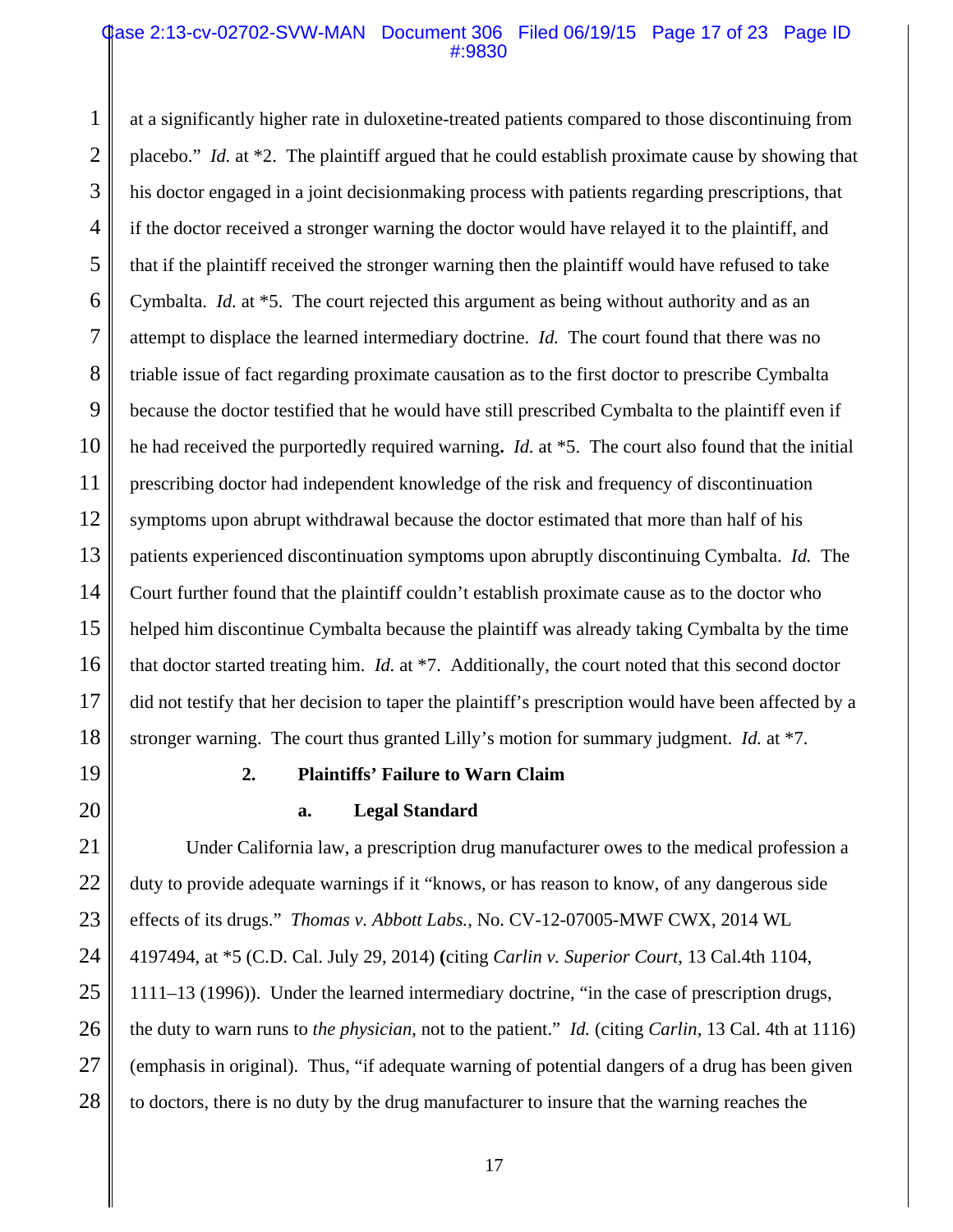at a significantly higher rate in duloxetine-treated patients compared to those discontinuing from placebo." *Id.* at *2. The plaintiff argued that he could establish proximate cause by showing that his doctor engaged in a joint decisionmaking process with patients regarding prescriptions, that if the doctor received a stronger warning the doctor would have relayed it to the plaintiff, and that if the plaintiff received the stronger warning then the plaintiff would have refused to take Cymbalta. *Id.* at *5. The court rejected this argument as being without authority and as an attempt to displace the learned intermediary doctrine. *Id.* The court found that there was no triable issue of fact regarding proximate causation as to the first doctor to prescribe Cymbalta because the doctor testified that he would have still prescribed Cymbalta to the plaintiff even if he had received the purportedly required warning**.** *Id.* at *5. The court also found that the initial prescribing doctor had independent knowledge of the risk and frequency of discontinuation symptoms upon abrupt withdrawal because the doctor estimated that more than half of his patients experienced discontinuation symptoms upon abruptly discontinuing Cymbalta. *Id.* The Court further found that the plaintiff couldn't establish proximate cause as to the doctor who helped him discontinue Cymbalta because the plaintiff was already taking Cymbalta by the time that doctor started treating him. *Id.* at *7. Additionally, the court noted that this second doctor did not testify that her decision to taper the plaintiff's prescription would have been affected by a stronger warning. The court thus granted Lilly's motion for summary judgment. *Id.* at *7.

### 2. Plaintiffs' Failure to Warn Claim

#### a. Legal Standard

Under California law, a prescription drug manufacturer owes to the medical profession a duty to provide adequate warnings if it "knows, or has reason to know, of any dangerous side effects of its drugs." *Thomas v. Abbott Labs.*, No. CV-12-07005-MWF CWX, 2014 WL 4197494, at *5 (C.D. Cal. July 29, 2014) **(**citing *Carlin v. Superior Court*, 13 Cal.4th 1104, 1111–13 (1996)). Under the learned intermediary doctrine, "in the case of prescription drugs, the duty to warn runs to *the physician*, not to the patient." *Id.* (citing *Carlin*, 13 Cal. 4th at 1116) (emphasis in original). Thus, "if adequate warning of potential dangers of a drug has been given to doctors, there is no duty by the drug manufacturer to insure that the warning reaches the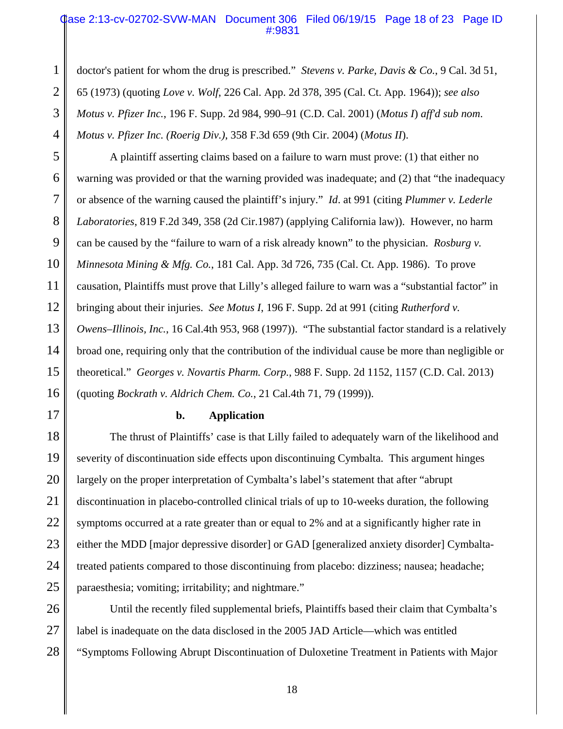doctor's patient for whom the drug is prescribed." *Stevens v. Parke, Davis & Co.*, 9 Cal. 3d 51, 65 (1973) (quoting *Love v. Wolf*, 226 Cal. App. 2d 378, 395 (Cal. Ct. App. 1964)); *see also Motus v. Pfizer Inc.*, 196 F. Supp. 2d 984, 990–91 (C.D. Cal. 2001) (*Motus I*) *aff'd sub nom. Motus v. Pfizer Inc. (Roerig Div.)*, 358 F.3d 659 (9th Cir. 2004) (*Motus II*).

A plaintiff asserting claims based on a failure to warn must prove: (1) that either no warning was provided or that the warning provided was inadequate; and (2) that "the inadequacy or absence of the warning caused the plaintiff's injury." *Id*. at 991 (citing *Plummer v. Lederle Laboratories*, 819 F.2d 349, 358 (2d Cir.1987) (applying California law)). However, no harm can be caused by the "failure to warn of a risk already known" to the physician. *Rosburg v. Minnesota Mining & Mfg. Co.*, 181 Cal. App. 3d 726, 735 (Cal. Ct. App. 1986). To prove causation, Plaintiffs must prove that Lilly's alleged failure to warn was a "substantial factor" in bringing about their injuries. *See Motus I*, 196 F. Supp. 2d at 991 (citing *Rutherford v. Owens–Illinois, Inc.*, 16 Cal.4th 953, 968 (1997)). "The substantial factor standard is a relatively broad one, requiring only that the contribution of the individual cause be more than negligible or theoretical." *Georges v. Novartis Pharm. Corp.*, 988 F. Supp. 2d 1152, 1157 (C.D. Cal. 2013) (quoting *Bockrath v. Aldrich Chem. Co.*, 21 Cal.4th 71, 79 (1999)).

**b. Application**

The thrust of Plaintiffs' case is that Lilly failed to adequately warn of the likelihood and severity of discontinuation side effects upon discontinuing Cymbalta. This argument hinges largely on the proper interpretation of Cymbalta's label's statement that after "abrupt discontinuation in placebo-controlled clinical trials of up to 10-weeks duration, the following symptoms occurred at a rate greater than or equal to 2% and at a significantly higher rate in either the MDD [major depressive disorder] or GAD [generalized anxiety disorder] Cymbalta-treated patients compared to those discontinuing from placebo: dizziness; nausea; headache; paraesthesia; vomiting; irritability; and nightmare."

Until the recently filed supplemental briefs, Plaintiffs based their claim that Cymbalta's label is inadequate on the data disclosed in the 2005 JAD Article—which was entitled "Symptoms Following Abrupt Discontinuation of Duloxetine Treatment in Patients with Major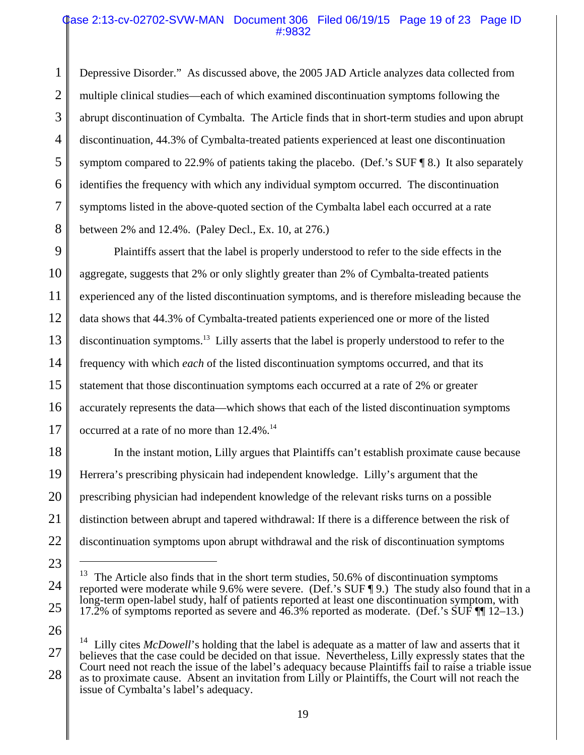Depressive Disorder." As discussed above, the 2005 JAD Article analyzes data collected from multiple clinical studies—each of which examined discontinuation symptoms following the abrupt discontinuation of Cymbalta. The Article finds that in short-term studies and upon abrupt discontinuation, 44.3% of Cymbalta-treated patients experienced at least one discontinuation symptom compared to 22.9% of patients taking the placebo. (Def.'s SUF ¶ 8.) It also separately identifies the frequency with which any individual symptom occurred. The discontinuation symptoms listed in the above-quoted section of the Cymbalta label each occurred at a rate between 2% and 12.4%. (Paley Decl., Ex. 10, at 276.)

Plaintiffs assert that the label is properly understood to refer to the side effects in the aggregate, suggests that 2% or only slightly greater than 2% of Cymbalta-treated patients experienced any of the listed discontinuation symptoms, and is therefore misleading because the data shows that 44.3% of Cymbalta-treated patients experienced one or more of the listed discontinuation symptoms.[13] Lilly asserts that the label is properly understood to refer to the frequency with which *each* of the listed discontinuation symptoms occurred, and that its statement that those discontinuation symptoms each occurred at a rate of 2% or greater accurately represents the data—which shows that each of the listed discontinuation symptoms occurred at a rate of no more than 12.4%.[14]

In the instant motion, Lilly argues that Plaintiffs can't establish proximate cause because Herrera's prescribing physicain had independent knowledge. Lilly's argument that the prescribing physician had independent knowledge of the relevant risks turns on a possible distinction between abrupt and tapered withdrawal: If there is a difference between the risk of discontinuation symptoms upon abrupt withdrawal and the risk of discontinuation symptoms

---

[13] The Article also finds that in the short term studies, 50.6% of discontinuation symptoms reported were moderate while 9.6% were severe. (Def.'s SUF ¶ 9.) The study also found that in a long-term open-label study, half of patients reported at least one discontinuation symptom, with 17.2% of symptoms reported as severe and 46.3% reported as moderate. (Def.'s SUF ¶¶ 12–13.)

[14] Lilly cites *McDowell*'s holding that the label is adequate as a matter of law and asserts that it believes that the case could be decided on that issue. Nevertheless, Lilly expressly states that the Court need not reach the issue of the label's adequacy because Plaintiffs fail to raise a triable issue as to proximate cause. Absent an invitation from Lilly or Plaintiffs, the Court will not reach the issue of Cymbalta's label's adequacy.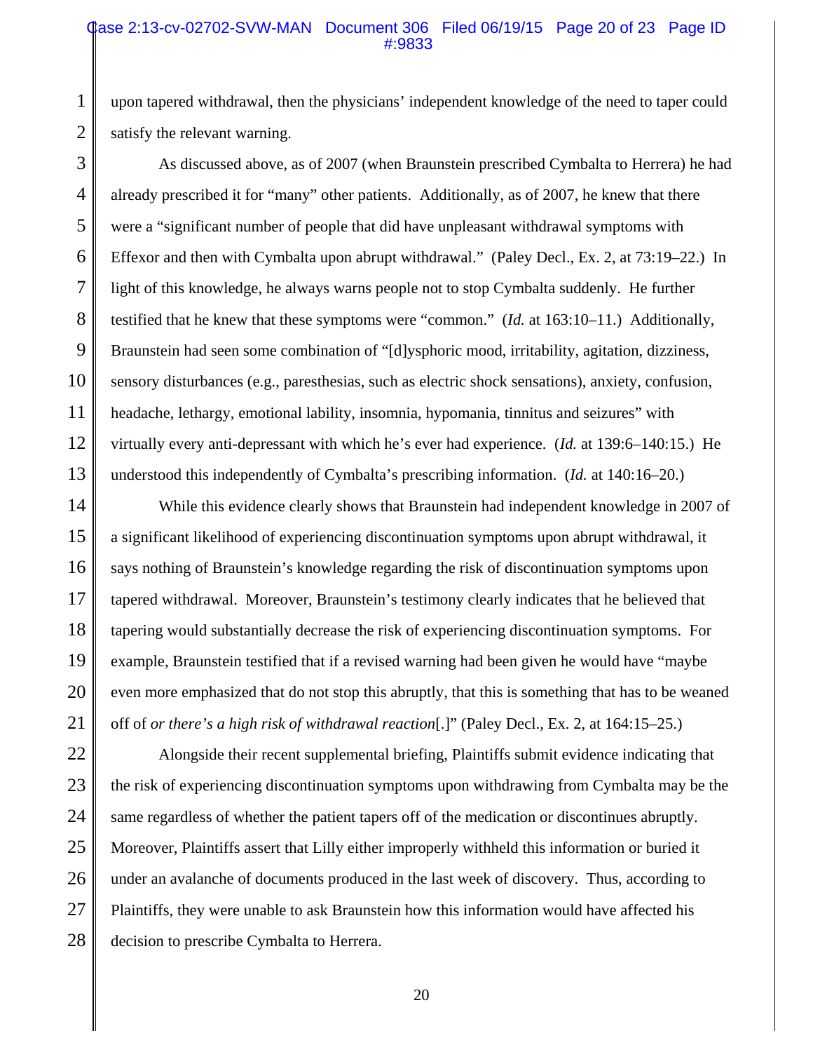upon tapered withdrawal, then the physicians' independent knowledge of the need to taper could satisfy the relevant warning.

As discussed above, as of 2007 (when Braunstein prescribed Cymbalta to Herrera) he had already prescribed it for "many" other patients. Additionally, as of 2007, he knew that there were a "significant number of people that did have unpleasant withdrawal symptoms with Effexor and then with Cymbalta upon abrupt withdrawal." (Paley Decl., Ex. 2, at 73:19–22.) In light of this knowledge, he always warns people not to stop Cymbalta suddenly. He further testified that he knew that these symptoms were "common." (*Id.* at 163:10–11.) Additionally, Braunstein had seen some combination of "[d]ysphoric mood, irritability, agitation, dizziness, sensory disturbances (e.g., paresthesias, such as electric shock sensations), anxiety, confusion, headache, lethargy, emotional lability, insomnia, hypomania, tinnitus and seizures" with virtually every anti-depressant with which he's ever had experience. (*Id.* at 139:6–140:15.) He understood this independently of Cymbalta's prescribing information. (*Id.* at 140:16–20.)

While this evidence clearly shows that Braunstein had independent knowledge in 2007 of a significant likelihood of experiencing discontinuation symptoms upon abrupt withdrawal, it says nothing of Braunstein's knowledge regarding the risk of discontinuation symptoms upon tapered withdrawal. Moreover, Braunstein's testimony clearly indicates that he believed that tapering would substantially decrease the risk of experiencing discontinuation symptoms. For example, Braunstein testified that if a revised warning had been given he would have "maybe even more emphasized that do not stop this abruptly, that this is something that has to be weaned off of *or there's a high risk of withdrawal reaction*[.]" (Paley Decl., Ex. 2, at 164:15–25.)

Alongside their recent supplemental briefing, Plaintiffs submit evidence indicating that the risk of experiencing discontinuation symptoms upon withdrawing from Cymbalta may be the same regardless of whether the patient tapers off of the medication or discontinues abruptly. Moreover, Plaintiffs assert that Lilly either improperly withheld this information or buried it under an avalanche of documents produced in the last week of discovery. Thus, according to Plaintiffs, they were unable to ask Braunstein how this information would have affected his decision to prescribe Cymbalta to Herrera.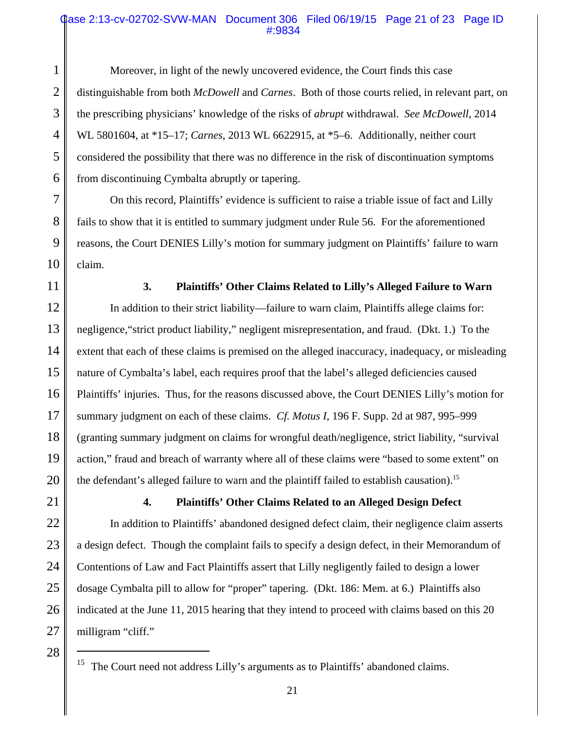Moreover, in light of the newly uncovered evidence, the Court finds this case distinguishable from both *McDowell* and *Carnes*. Both of those courts relied, in relevant part, on the prescribing physicians' knowledge of the risks of *abrupt* withdrawal. *See McDowell*, 2014 WL 5801604, at *15–17; *Carnes*, 2013 WL 6622915, at *5–6. Additionally, neither court considered the possibility that there was no difference in the risk of discontinuation symptoms from discontinuing Cymbalta abruptly or tapering.

On this record, Plaintiffs' evidence is sufficient to raise a triable issue of fact and Lilly fails to show that it is entitled to summary judgment under Rule 56. For the aforementioned reasons, the Court DENIES Lilly's motion for summary judgment on Plaintiffs' failure to warn claim.

### 3. Plaintiffs' Other Claims Related to Lilly's Alleged Failure to Warn

In addition to their strict liability—failure to warn claim, Plaintiffs allege claims for: negligence,"strict product liability," negligent misrepresentation, and fraud. (Dkt. 1.) To the extent that each of these claims is premised on the alleged inaccuracy, inadequacy, or misleading nature of Cymbalta's label, each requires proof that the label's alleged deficiencies caused Plaintiffs' injuries. Thus, for the reasons discussed above, the Court DENIES Lilly's motion for summary judgment on each of these claims. *Cf. Motus I*, 196 F. Supp. 2d at 987, 995–999 (granting summary judgment on claims for wrongful death/negligence, strict liability, "survival action," fraud and breach of warranty where all of these claims were "based to some extent" on the defendant's alleged failure to warn and the plaintiff failed to establish causation).[15]

### 4. Plaintiffs' Other Claims Related to an Alleged Design Defect

In addition to Plaintiffs' abandoned designed defect claim, their negligence claim asserts a design defect. Though the complaint fails to specify a design defect, in their Memorandum of Contentions of Law and Fact Plaintiffs assert that Lilly negligently failed to design a lower dosage Cymbalta pill to allow for "proper" tapering. (Dkt. 186: Mem. at 6.) Plaintiffs also indicated at the June 11, 2015 hearing that they intend to proceed with claims based on this 20 milligram "cliff."

---

[15] The Court need not address Lilly's arguments as to Plaintiffs' abandoned claims.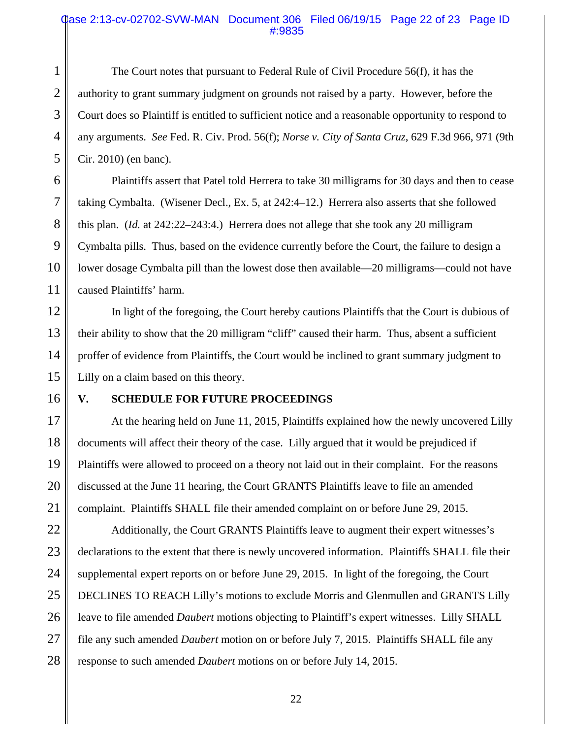The Court notes that pursuant to Federal Rule of Civil Procedure 56(f), it has the authority to grant summary judgment on grounds not raised by a party. However, before the Court does so Plaintiff is entitled to sufficient notice and a reasonable opportunity to respond to any arguments. *See* Fed. R. Civ. Prod. 56(f); *Norse v. City of Santa Cruz*, 629 F.3d 966, 971 (9th Cir. 2010) (en banc).

Plaintiffs assert that Patel told Herrera to take 30 milligrams for 30 days and then to cease taking Cymbalta. (Wisener Decl., Ex. 5, at 242:4–12.) Herrera also asserts that she followed this plan. (*Id.* at 242:22–243:4.) Herrera does not allege that she took any 20 milligram Cymbalta pills. Thus, based on the evidence currently before the Court, the failure to design a lower dosage Cymbalta pill than the lowest dose then available—20 milligrams—could not have caused Plaintiffs' harm.

In light of the foregoing, the Court hereby cautions Plaintiffs that the Court is dubious of their ability to show that the 20 milligram "cliff" caused their harm. Thus, absent a sufficient proffer of evidence from Plaintiffs, the Court would be inclined to grant summary judgment to Lilly on a claim based on this theory.

## V. SCHEDULE FOR FUTURE PROCEEDINGS

At the hearing held on June 11, 2015, Plaintiffs explained how the newly uncovered Lilly documents will affect their theory of the case. Lilly argued that it would be prejudiced if Plaintiffs were allowed to proceed on a theory not laid out in their complaint. For the reasons discussed at the June 11 hearing, the Court GRANTS Plaintiffs leave to file an amended complaint. Plaintiffs SHALL file their amended complaint on or before June 29, 2015.

Additionally, the Court GRANTS Plaintiffs leave to augment their expert witnesses's declarations to the extent that there is newly uncovered information. Plaintiffs SHALL file their supplemental expert reports on or before June 29, 2015. In light of the foregoing, the Court DECLINES TO REACH Lilly's motions to exclude Morris and Glenmullen and GRANTS Lilly leave to file amended *Daubert* motions objecting to Plaintiff's expert witnesses. Lilly SHALL file any such amended *Daubert* motion on or before July 7, 2015. Plaintiffs SHALL file any response to such amended *Daubert* motions on or before July 14, 2015.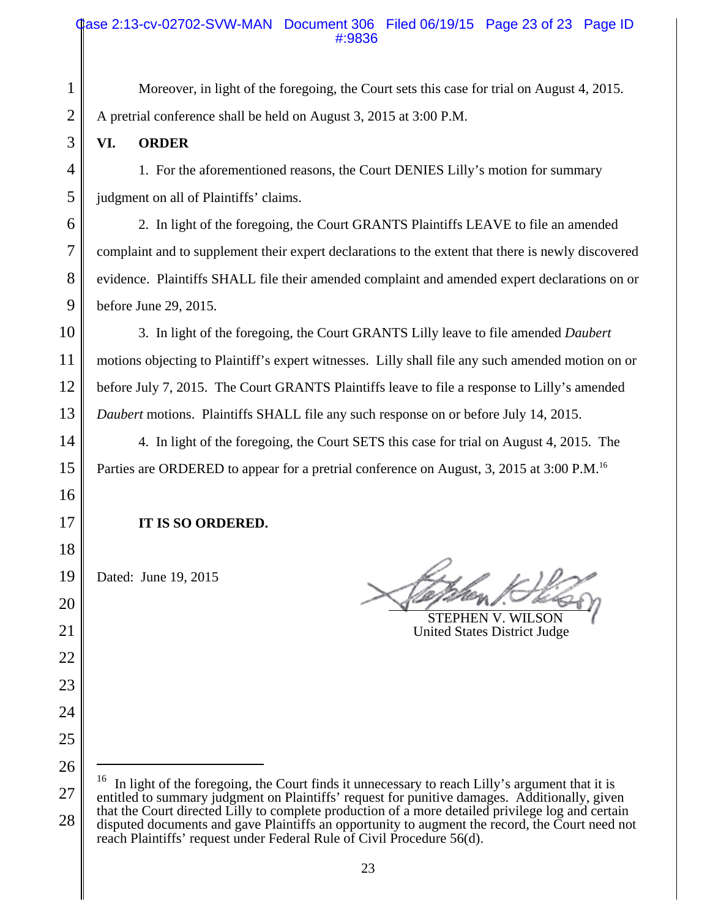Moreover, in light of the foregoing, the Court sets this case for trial on August 4, 2015. A pretrial conference shall be held on August 3, 2015 at 3:00 P.M.

## VI. ORDER

1. For the aforementioned reasons, the Court DENIES Lilly's motion for summary judgment on all of Plaintiffs' claims.

2. In light of the foregoing, the Court GRANTS Plaintiffs LEAVE to file an amended complaint and to supplement their expert declarations to the extent that there is newly discovered evidence. Plaintiffs SHALL file their amended complaint and amended expert declarations on or before June 29, 2015.

3. In light of the foregoing, the Court GRANTS Lilly leave to file amended *Daubert* motions objecting to Plaintiff's expert witnesses. Lilly shall file any such amended motion on or before July 7, 2015. The Court GRANTS Plaintiffs leave to file a response to Lilly's amended *Daubert* motions. Plaintiffs SHALL file any such response on or before July 14, 2015.

4. In light of the foregoing, the Court SETS this case for trial on August 4, 2015. The Parties are ORDERED to appear for a pretrial conference on August, 3, 2015 at 3:00 P.M.[16]

**IT IS SO ORDERED.**

Dated: June 19, 2015

STEPHEN V. WILSON
United States District Judge

---

[16] In light of the foregoing, the Court finds it unnecessary to reach Lilly's argument that it is entitled to summary judgment on Plaintiffs' request for punitive damages. Additionally, given that the Court directed Lilly to complete production of a more detailed privilege log and certain disputed documents and gave Plaintiffs an opportunity to augment the record, the Court need not reach Plaintiffs' request under Federal Rule of Civil Procedure 56(d).